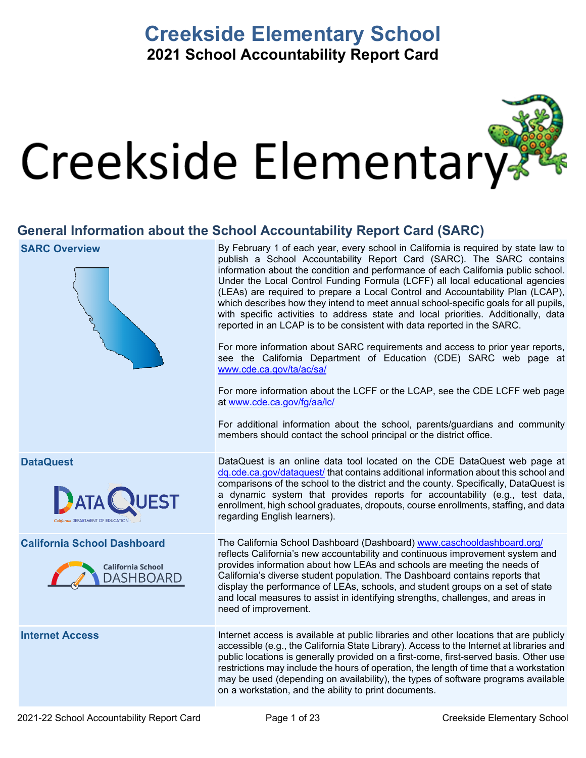# Creekside Elementary School

## 2021 School Accountability Report Card

Creekside Elementary

## General Information about the School Accountability Report Card (SARC)

| | |
|---|---|
| **SARC Overview** | By February 1 of each year, every school in California is required by state law to publish a School Accountability Report Card (SARC). The SARC contains information about the condition and performance of each California public school. Under the Local Control Funding Formula (LCFF) all local educational agencies (LEAs) are required to prepare a Local Control and Accountability Plan (LCAP), which describes how they intend to meet annual school-specific goals for all pupils, with specific activities to address state and local priorities. Additionally, data reported in an LCAP is to be consistent with data reported in the SARC.<br><br>For more information about SARC requirements and access to prior year reports, see the California Department of Education (CDE) SARC web page at www.cde.ca.gov/ta/ac/sa/<br><br>For more information about the LCFF or the LCAP, see the CDE LCFF web page at www.cde.ca.gov/fg/aa/lc/<br><br>For additional information about the school, parents/guardians and community members should contact the school principal or the district office. |
| **DataQuest** | DataQuest is an online data tool located on the CDE DataQuest web page at dq.cde.ca.gov/dataquest/ that contains additional information about this school and comparisons of the school to the district and the county. Specifically, DataQuest is a dynamic system that provides reports for accountability (e.g., test data, enrollment, high school graduates, dropouts, course enrollments, staffing, and data regarding English learners). |
| **California School Dashboard** | The California School Dashboard (Dashboard) www.caschooldashboard.org/ reflects California's new accountability and continuous improvement system and provides information about how LEAs and schools are meeting the needs of California's diverse student population. The Dashboard contains reports that display the performance of LEAs, schools, and student groups on a set of state and local measures to assist in identifying strengths, challenges, and areas in need of improvement. |
| **Internet Access** | Internet access is available at public libraries and other locations that are publicly accessible (e.g., the California State Library). Access to the Internet at libraries and public locations is generally provided on a first-come, first-served basis. Other use restrictions may include the hours of operation, the length of time that a workstation may be used (depending on availability), the types of software programs available on a workstation, and the ability to print documents. |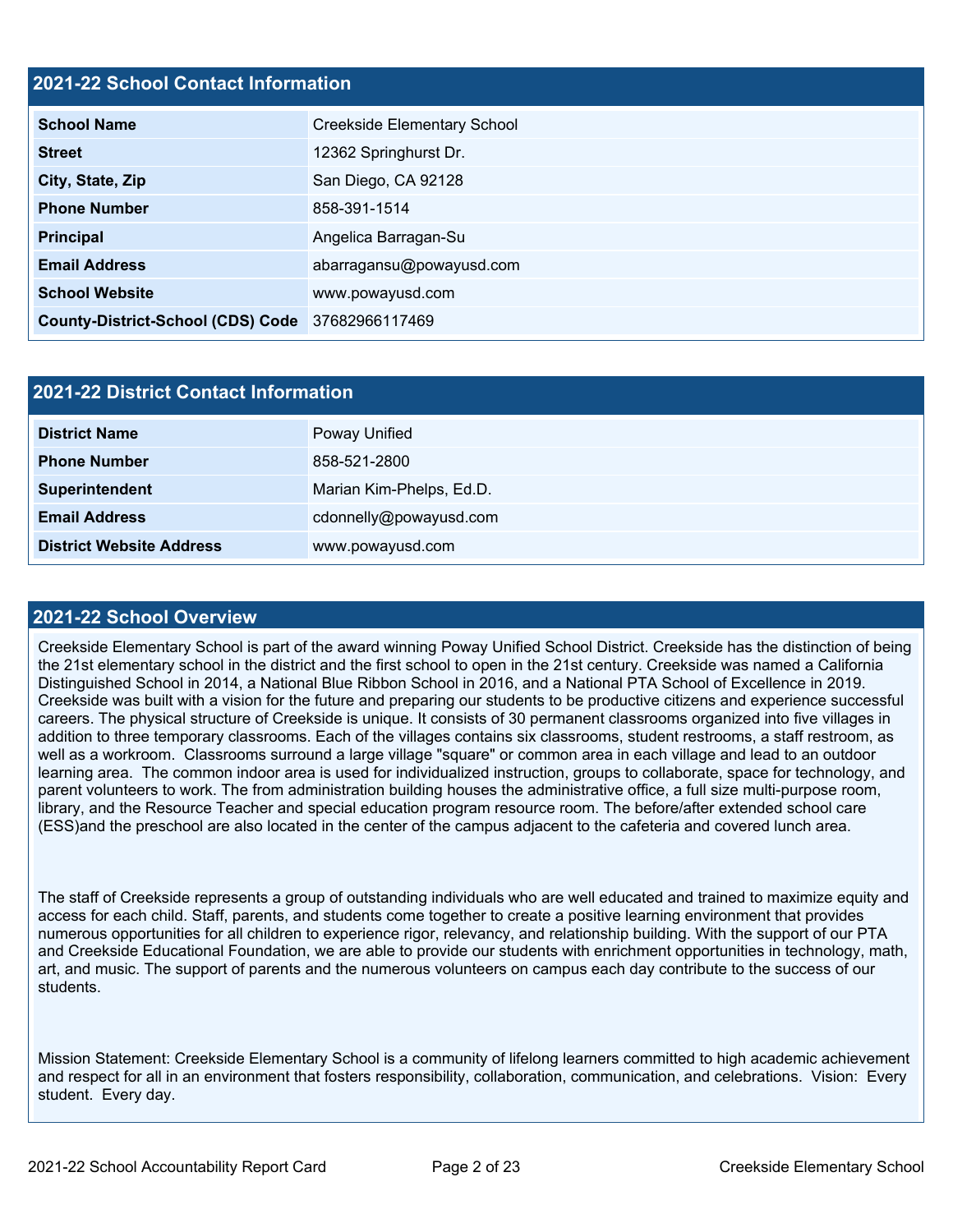## 2021-22 School Contact Information

| 2021-22 School Contact Information | |
|---|---|
| **School Name** | Creekside Elementary School |
| **Street** | 12362 Springhurst Dr. |
| **City, State, Zip** | San Diego, CA 92128 |
| **Phone Number** | 858-391-1514 |
| **Principal** | Angelica Barragan-Su |
| **Email Address** | abarragansu@powayusd.com |
| **School Website** | www.powayusd.com |
| **County-District-School (CDS) Code** | 37682966117469 |

## 2021-22 District Contact Information

| 2021-22 District Contact Information | |
|---|---|
| **District Name** | Poway Unified |
| **Phone Number** | 858-521-2800 |
| **Superintendent** | Marian Kim-Phelps, Ed.D. |
| **Email Address** | cdonnelly@powayusd.com |
| **District Website Address** | www.powayusd.com |

## 2021-22 School Overview

Creekside Elementary School is part of the award winning Poway Unified School District. Creekside has the distinction of being the 21st elementary school in the district and the first school to open in the 21st century. Creekside was named a California Distinguished School in 2014, a National Blue Ribbon School in 2016, and a National PTA School of Excellence in 2019. Creekside was built with a vision for the future and preparing our students to be productive citizens and experience successful careers. The physical structure of Creekside is unique. It consists of 30 permanent classrooms organized into five villages in addition to three temporary classrooms. Each of the villages contains six classrooms, student restrooms, a staff restroom, as well as a workroom. Classrooms surround a large village "square" or common area in each village and lead to an outdoor learning area. The common indoor area is used for individualized instruction, groups to collaborate, space for technology, and parent volunteers to work. The from administration building houses the administrative office, a full size multi-purpose room, library, and the Resource Teacher and special education program resource room. The before/after extended school care (ESS)and the preschool are also located in the center of the campus adjacent to the cafeteria and covered lunch area.

The staff of Creekside represents a group of outstanding individuals who are well educated and trained to maximize equity and access for each child. Staff, parents, and students come together to create a positive learning environment that provides numerous opportunities for all children to experience rigor, relevancy, and relationship building. With the support of our PTA and Creekside Educational Foundation, we are able to provide our students with enrichment opportunities in technology, math, art, and music. The support of parents and the numerous volunteers on campus each day contribute to the success of our students.

Mission Statement: Creekside Elementary School is a community of lifelong learners committed to high academic achievement and respect for all in an environment that fosters responsibility, collaboration, communication, and celebrations. Vision: Every student. Every day.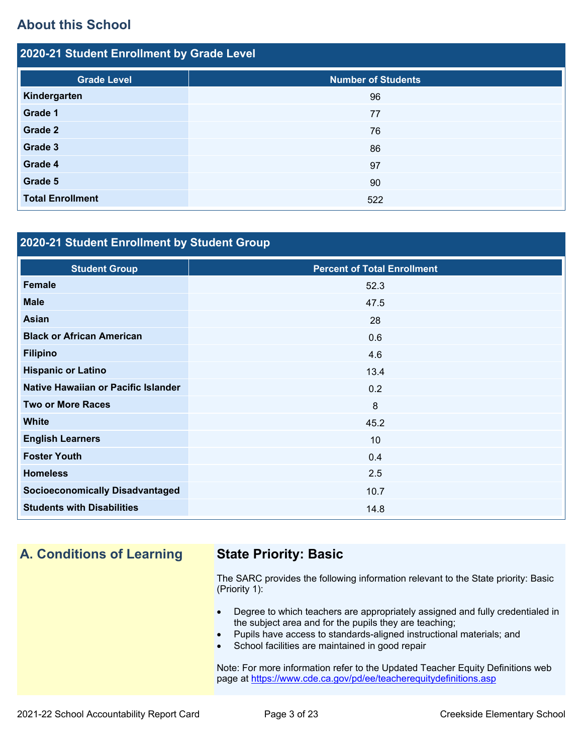## About this School

### 2020-21 Student Enrollment by Grade Level

| Grade Level | Number of Students |
|---|---|
| **Kindergarten** | 96 |
| **Grade 1** | 77 |
| **Grade 2** | 76 |
| **Grade 3** | 86 |
| **Grade 4** | 97 |
| **Grade 5** | 90 |
| **Total Enrollment** | 522 |

### 2020-21 Student Enrollment by Student Group

| Student Group | Percent of Total Enrollment |
|---|---|
| **Female** | 52.3 |
| **Male** | 47.5 |
| **Asian** | 28 |
| **Black or African American** | 0.6 |
| **Filipino** | 4.6 |
| **Hispanic or Latino** | 13.4 |
| **Native Hawaiian or Pacific Islander** | 0.2 |
| **Two or More Races** | 8 |
| **White** | 45.2 |
| **English Learners** | 10 |
| **Foster Youth** | 0.4 |
| **Homeless** | 2.5 |
| **Socioeconomically Disadvantaged** | 10.7 |
| **Students with Disabilities** | 14.8 |

## A. Conditions of Learning

### State Priority: Basic

The SARC provides the following information relevant to the State priority: Basic (Priority 1):

- Degree to which teachers are appropriately assigned and fully credentialed in the subject area and for the pupils they are teaching;
- Pupils have access to standards-aligned instructional materials; and
- School facilities are maintained in good repair

Note: For more information refer to the Updated Teacher Equity Definitions web page at https://www.cde.ca.gov/pd/ee/teacherequitydefinitions.asp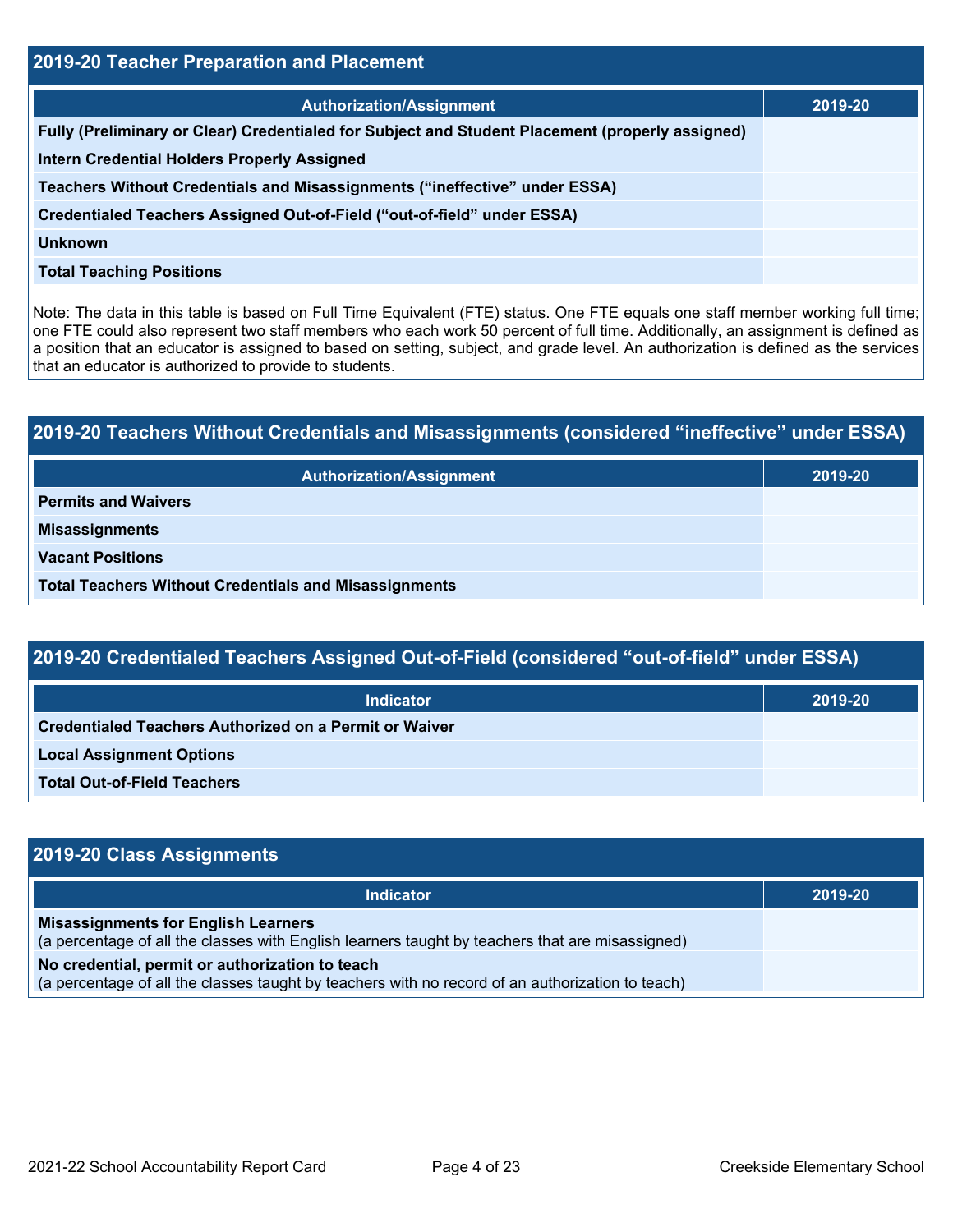## 2019-20 Teacher Preparation and Placement

| Authorization/Assignment | 2019-20 |
| --- | --- |
| Fully (Preliminary or Clear) Credentialed for Subject and Student Placement (properly assigned) | |
| Intern Credential Holders Properly Assigned | |
| Teachers Without Credentials and Misassignments ("ineffective" under ESSA) | |
| Credentialed Teachers Assigned Out-of-Field ("out-of-field" under ESSA) | |
| Unknown | |
| Total Teaching Positions | |

Note: The data in this table is based on Full Time Equivalent (FTE) status. One FTE equals one staff member working full time; one FTE could also represent two staff members who each work 50 percent of full time. Additionally, an assignment is defined as a position that an educator is assigned to based on setting, subject, and grade level. An authorization is defined as the services that an educator is authorized to provide to students.

## 2019-20 Teachers Without Credentials and Misassignments (considered "ineffective" under ESSA)

| Authorization/Assignment | 2019-20 |
| --- | --- |
| Permits and Waivers | |
| Misassignments | |
| Vacant Positions | |
| Total Teachers Without Credentials and Misassignments | |

## 2019-20 Credentialed Teachers Assigned Out-of-Field (considered "out-of-field" under ESSA)

| Indicator | 2019-20 |
| --- | --- |
| Credentialed Teachers Authorized on a Permit or Waiver | |
| Local Assignment Options | |
| Total Out-of-Field Teachers | |

## 2019-20 Class Assignments

| Indicator | 2019-20 |
| --- | --- |
| **Misassignments for English Learners** (a percentage of all the classes with English learners taught by teachers that are misassigned) | |
| **No credential, permit or authorization to teach** (a percentage of all the classes taught by teachers with no record of an authorization to teach) | |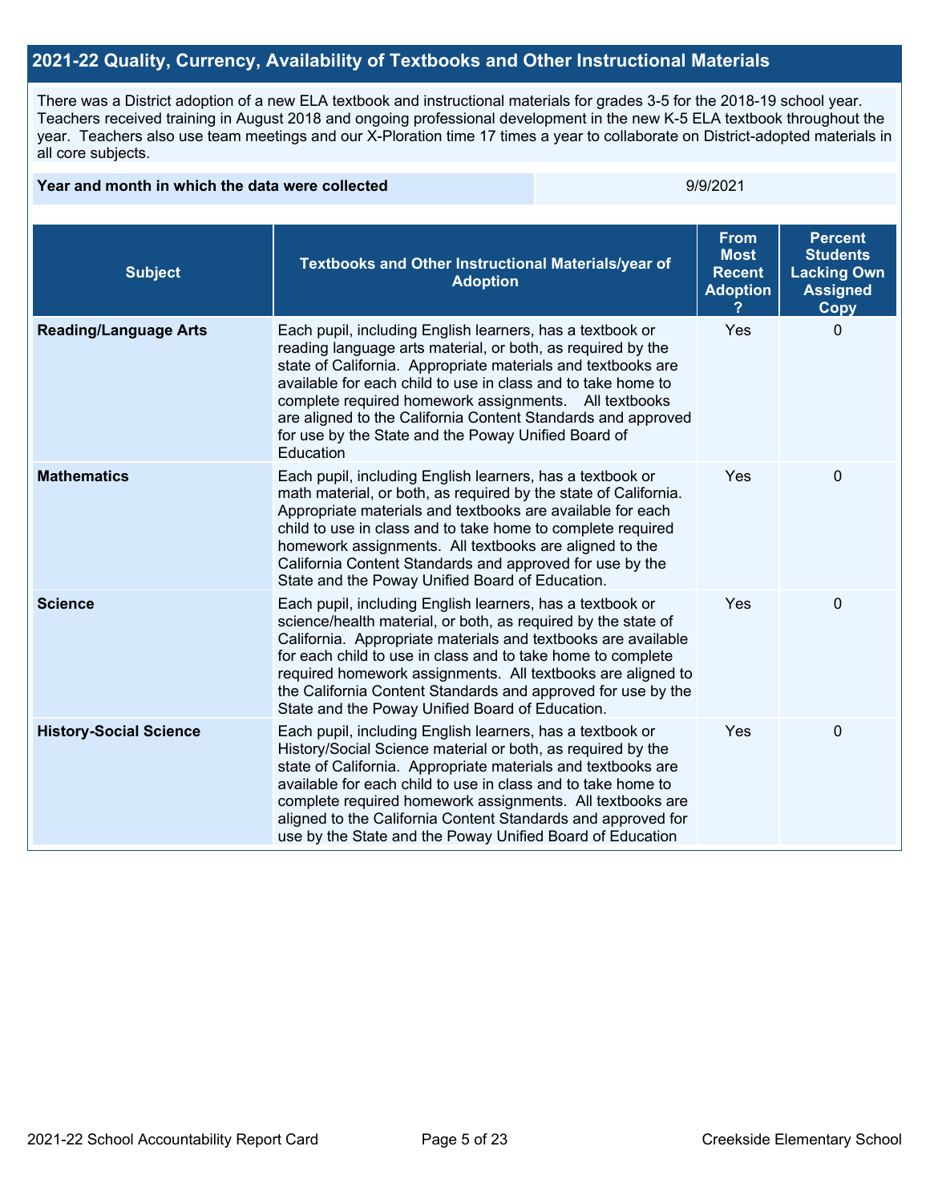## 2021-22 Quality, Currency, Availability of Textbooks and Other Instructional Materials

There was a District adoption of a new ELA textbook and instructional materials for grades 3-5 for the 2018-19 school year. Teachers received training in August 2018 and ongoing professional development in the new K-5 ELA textbook throughout the year. Teachers also use team meetings and our X-Ploration time 17 times a year to collaborate on District-adopted materials in all core subjects.

| Year and month in which the data were collected | 9/9/2021 |
| --- | --- |

| Subject | Textbooks and Other Instructional Materials/year of Adoption | From Most Recent Adoption ? | Percent Students Lacking Own Assigned Copy |
| --- | --- | --- | --- |
| **Reading/Language Arts** | Each pupil, including English learners, has a textbook or reading language arts material, or both, as required by the state of California. Appropriate materials and textbooks are available for each child to use in class and to take home to complete required homework assignments. All textbooks are aligned to the California Content Standards and approved for use by the State and the Poway Unified Board of Education | Yes | 0 |
| **Mathematics** | Each pupil, including English learners, has a textbook or math material, or both, as required by the state of California. Appropriate materials and textbooks are available for each child to use in class and to take home to complete required homework assignments. All textbooks are aligned to the California Content Standards and approved for use by the State and the Poway Unified Board of Education. | Yes | 0 |
| **Science** | Each pupil, including English learners, has a textbook or science/health material, or both, as required by the state of California. Appropriate materials and textbooks are available for each child to use in class and to take home to complete required homework assignments. All textbooks are aligned to the California Content Standards and approved for use by the State and the Poway Unified Board of Education. | Yes | 0 |
| **History-Social Science** | Each pupil, including English learners, has a textbook or History/Social Science material or both, as required by the state of California. Appropriate materials and textbooks are available for each child to use in class and to take home to complete required homework assignments. All textbooks are aligned to the California Content Standards and approved for use by the State and the Poway Unified Board of Education | Yes | 0 |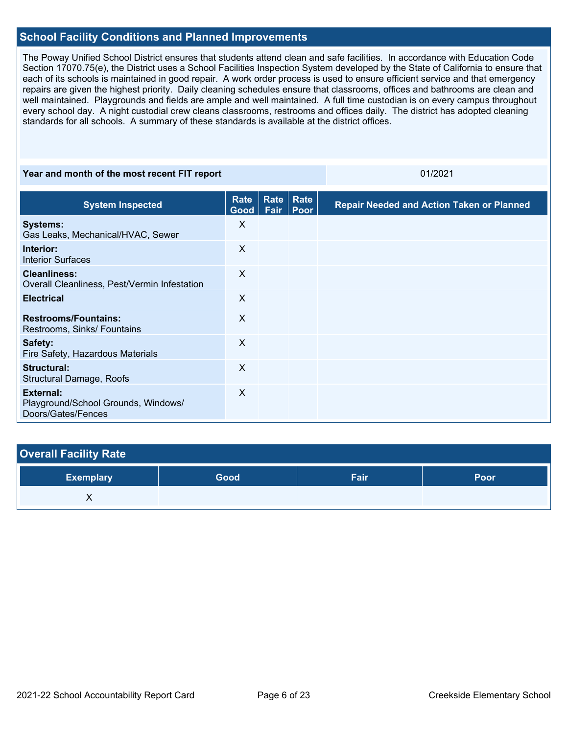## School Facility Conditions and Planned Improvements

The Poway Unified School District ensures that students attend clean and safe facilities. In accordance with Education Code Section 17070.75(e), the District uses a School Facilities Inspection System developed by the State of California to ensure that each of its schools is maintained in good repair. A work order process is used to ensure efficient service and that emergency repairs are given the highest priority. Daily cleaning schedules ensure that classrooms, offices and bathrooms are clean and well maintained. Playgrounds and fields are ample and well maintained. A full time custodian is on every campus throughout every school day. A night custodial crew cleans classrooms, restrooms and offices daily. The district has adopted cleaning standards for all schools. A summary of these standards is available at the district offices.

| Year and month of the most recent FIT report | 01/2021 |
|---|---|

| System Inspected | Rate Good | Rate Fair | Rate Poor | Repair Needed and Action Taken or Planned |
|---|---|---|---|---|
| **Systems:** Gas Leaks, Mechanical/HVAC, Sewer | X | | | |
| **Interior:** Interior Surfaces | X | | | |
| **Cleanliness:** Overall Cleanliness, Pest/Vermin Infestation | X | | | |
| **Electrical** | X | | | |
| **Restrooms/Fountains:** Restrooms, Sinks/ Fountains | X | | | |
| **Safety:** Fire Safety, Hazardous Materials | X | | | |
| **Structural:** Structural Damage, Roofs | X | | | |
| **External:** Playground/School Grounds, Windows/ Doors/Gates/Fences | X | | | |

## Overall Facility Rate

| Exemplary | Good | Fair | Poor |
|---|---|---|---|
| X | | | |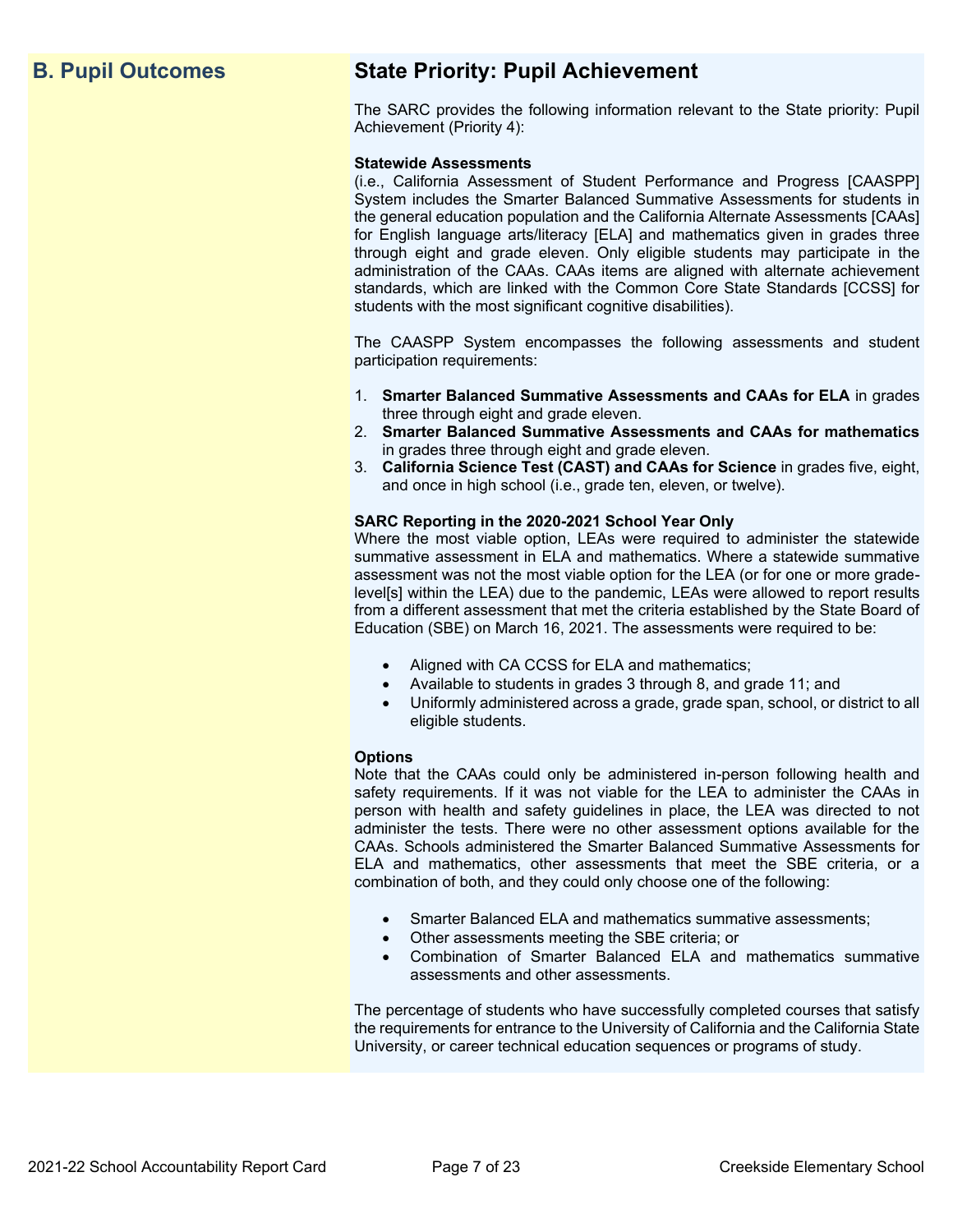## B. Pupil Outcomes

## State Priority: Pupil Achievement

The SARC provides the following information relevant to the State priority: Pupil Achievement (Priority 4):

**Statewide Assessments**
(i.e., California Assessment of Student Performance and Progress [CAASPP] System includes the Smarter Balanced Summative Assessments for students in the general education population and the California Alternate Assessments [CAAs] for English language arts/literacy [ELA] and mathematics given in grades three through eight and grade eleven. Only eligible students may participate in the administration of the CAAs. CAAs items are aligned with alternate achievement standards, which are linked with the Common Core State Standards [CCSS] for students with the most significant cognitive disabilities).

The CAASPP System encompasses the following assessments and student participation requirements:

1. **Smarter Balanced Summative Assessments and CAAs for ELA** in grades three through eight and grade eleven.
2. **Smarter Balanced Summative Assessments and CAAs for mathematics** in grades three through eight and grade eleven.
3. **California Science Test (CAST) and CAAs for Science** in grades five, eight, and once in high school (i.e., grade ten, eleven, or twelve).

**SARC Reporting in the 2020-2021 School Year Only**
Where the most viable option, LEAs were required to administer the statewide summative assessment in ELA and mathematics. Where a statewide summative assessment was not the most viable option for the LEA (or for one or more grade-level[s] within the LEA) due to the pandemic, LEAs were allowed to report results from a different assessment that met the criteria established by the State Board of Education (SBE) on March 16, 2021. The assessments were required to be:

- Aligned with CA CCSS for ELA and mathematics;
- Available to students in grades 3 through 8, and grade 11; and
- Uniformly administered across a grade, grade span, school, or district to all eligible students.

**Options**
Note that the CAAs could only be administered in-person following health and safety requirements. If it was not viable for the LEA to administer the CAAs in person with health and safety guidelines in place, the LEA was directed to not administer the tests. There were no other assessment options available for the CAAs. Schools administered the Smarter Balanced Summative Assessments for ELA and mathematics, other assessments that meet the SBE criteria, or a combination of both, and they could only choose one of the following:

- Smarter Balanced ELA and mathematics summative assessments;
- Other assessments meeting the SBE criteria; or
- Combination of Smarter Balanced ELA and mathematics summative assessments and other assessments.

The percentage of students who have successfully completed courses that satisfy the requirements for entrance to the University of California and the California State University, or career technical education sequences or programs of study.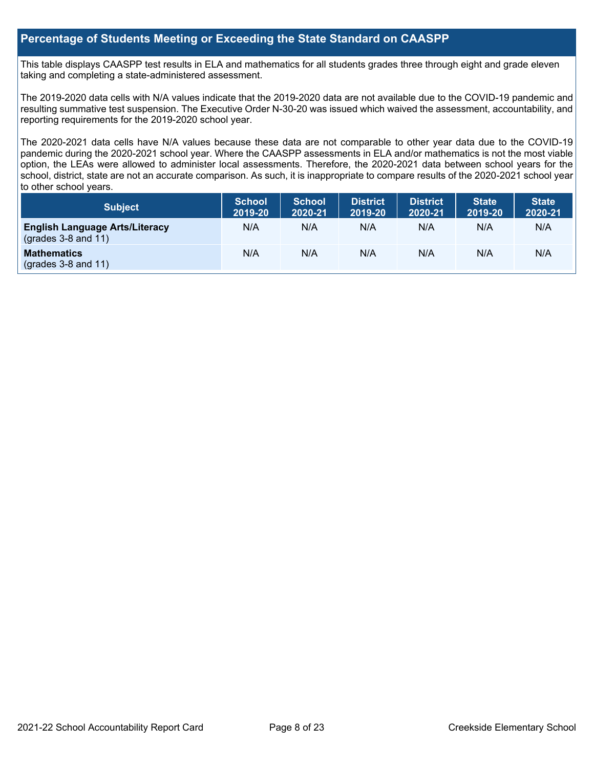## Percentage of Students Meeting or Exceeding the State Standard on CAASPP

This table displays CAASPP test results in ELA and mathematics for all students grades three through eight and grade eleven taking and completing a state-administered assessment.

The 2019-2020 data cells with N/A values indicate that the 2019-2020 data are not available due to the COVID-19 pandemic and resulting summative test suspension. The Executive Order N-30-20 was issued which waived the assessment, accountability, and reporting requirements for the 2019-2020 school year.

The 2020-2021 data cells have N/A values because these data are not comparable to other year data due to the COVID-19 pandemic during the 2020-2021 school year. Where the CAASPP assessments in ELA and/or mathematics is not the most viable option, the LEAs were allowed to administer local assessments. Therefore, the 2020-2021 data between school years for the school, district, state are not an accurate comparison. As such, it is inappropriate to compare results of the 2020-2021 school year to other school years.

| Subject | School 2019-20 | School 2020-21 | District 2019-20 | District 2020-21 | State 2019-20 | State 2020-21 |
|---|---|---|---|---|---|---|
| **English Language Arts/Literacy** (grades 3-8 and 11) | N/A | N/A | N/A | N/A | N/A | N/A |
| **Mathematics** (grades 3-8 and 11) | N/A | N/A | N/A | N/A | N/A | N/A |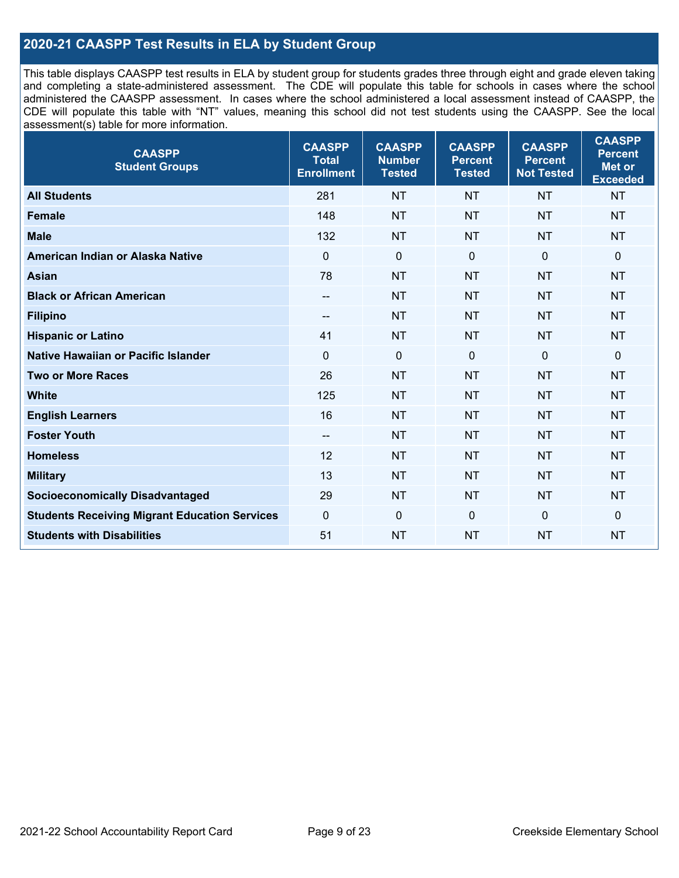## 2020-21 CAASPP Test Results in ELA by Student Group

This table displays CAASPP test results in ELA by student group for students grades three through eight and grade eleven taking and completing a state-administered assessment. The CDE will populate this table for schools in cases where the school administered the CAASPP assessment. In cases where the school administered a local assessment instead of CAASPP, the CDE will populate this table with "NT" values, meaning this school did not test students using the CAASPP. See the local assessment(s) table for more information.

| CAASPP Student Groups | CAASPP Total Enrollment | CAASPP Number Tested | CAASPP Percent Tested | CAASPP Percent Not Tested | CAASPP Percent Met or Exceeded |
|---|---|---|---|---|---|
| **All Students** | 281 | NT | NT | NT | NT |
| **Female** | 148 | NT | NT | NT | NT |
| **Male** | 132 | NT | NT | NT | NT |
| **American Indian or Alaska Native** | 0 | 0 | 0 | 0 | 0 |
| **Asian** | 78 | NT | NT | NT | NT |
| **Black or African American** | -- | NT | NT | NT | NT |
| **Filipino** | -- | NT | NT | NT | NT |
| **Hispanic or Latino** | 41 | NT | NT | NT | NT |
| **Native Hawaiian or Pacific Islander** | 0 | 0 | 0 | 0 | 0 |
| **Two or More Races** | 26 | NT | NT | NT | NT |
| **White** | 125 | NT | NT | NT | NT |
| **English Learners** | 16 | NT | NT | NT | NT |
| **Foster Youth** | -- | NT | NT | NT | NT |
| **Homeless** | 12 | NT | NT | NT | NT |
| **Military** | 13 | NT | NT | NT | NT |
| **Socioeconomically Disadvantaged** | 29 | NT | NT | NT | NT |
| **Students Receiving Migrant Education Services** | 0 | 0 | 0 | 0 | 0 |
| **Students with Disabilities** | 51 | NT | NT | NT | NT |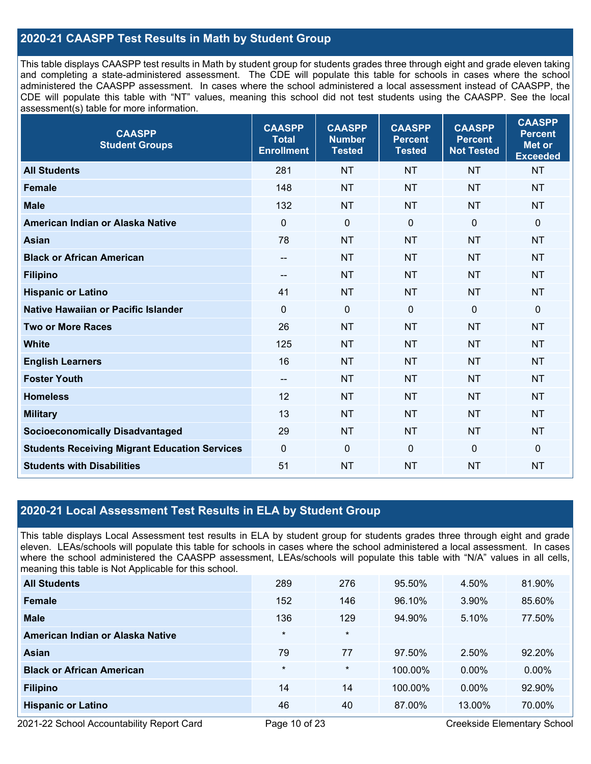## 2020-21 CAASPP Test Results in Math by Student Group

This table displays CAASPP test results in Math by student group for students grades three through eight and grade eleven taking and completing a state-administered assessment. The CDE will populate this table for schools in cases where the school administered the CAASPP assessment. In cases where the school administered a local assessment instead of CAASPP, the CDE will populate this table with "NT" values, meaning this school did not test students using the CAASPP. See the local assessment(s) table for more information.

| CAASPP Student Groups | CAASPP Total Enrollment | CAASPP Number Tested | CAASPP Percent Tested | CAASPP Percent Not Tested | CAASPP Percent Met or Exceeded |
|---|---|---|---|---|---|
| All Students | 281 | NT | NT | NT | NT |
| Female | 148 | NT | NT | NT | NT |
| Male | 132 | NT | NT | NT | NT |
| American Indian or Alaska Native | 0 | 0 | 0 | 0 | 0 |
| Asian | 78 | NT | NT | NT | NT |
| Black or African American | -- | NT | NT | NT | NT |
| Filipino | -- | NT | NT | NT | NT |
| Hispanic or Latino | 41 | NT | NT | NT | NT |
| Native Hawaiian or Pacific Islander | 0 | 0 | 0 | 0 | 0 |
| Two or More Races | 26 | NT | NT | NT | NT |
| White | 125 | NT | NT | NT | NT |
| English Learners | 16 | NT | NT | NT | NT |
| Foster Youth | -- | NT | NT | NT | NT |
| Homeless | 12 | NT | NT | NT | NT |
| Military | 13 | NT | NT | NT | NT |
| Socioeconomically Disadvantaged | 29 | NT | NT | NT | NT |
| Students Receiving Migrant Education Services | 0 | 0 | 0 | 0 | 0 |
| Students with Disabilities | 51 | NT | NT | NT | NT |

## 2020-21 Local Assessment Test Results in ELA by Student Group

This table displays Local Assessment test results in ELA by student group for students grades three through eight and grade eleven. LEAs/schools will populate this table for schools in cases where the school administered a local assessment. In cases where the school administered the CAASPP assessment, LEAs/schools will populate this table with "N/A" values in all cells, meaning this table is Not Applicable for this school.

| | | | | | |
|---|---|---|---|---|---|
| All Students | 289 | 276 | 95.50% | 4.50% | 81.90% |
| Female | 152 | 146 | 96.10% | 3.90% | 85.60% |
| Male | 136 | 129 | 94.90% | 5.10% | 77.50% |
| American Indian or Alaska Native | * | * | | | |
| Asian | 79 | 77 | 97.50% | 2.50% | 92.20% |
| Black or African American | * | * | 100.00% | 0.00% | 0.00% |
| Filipino | 14 | 14 | 100.00% | 0.00% | 92.90% |
| Hispanic or Latino | 46 | 40 | 87.00% | 13.00% | 70.00% |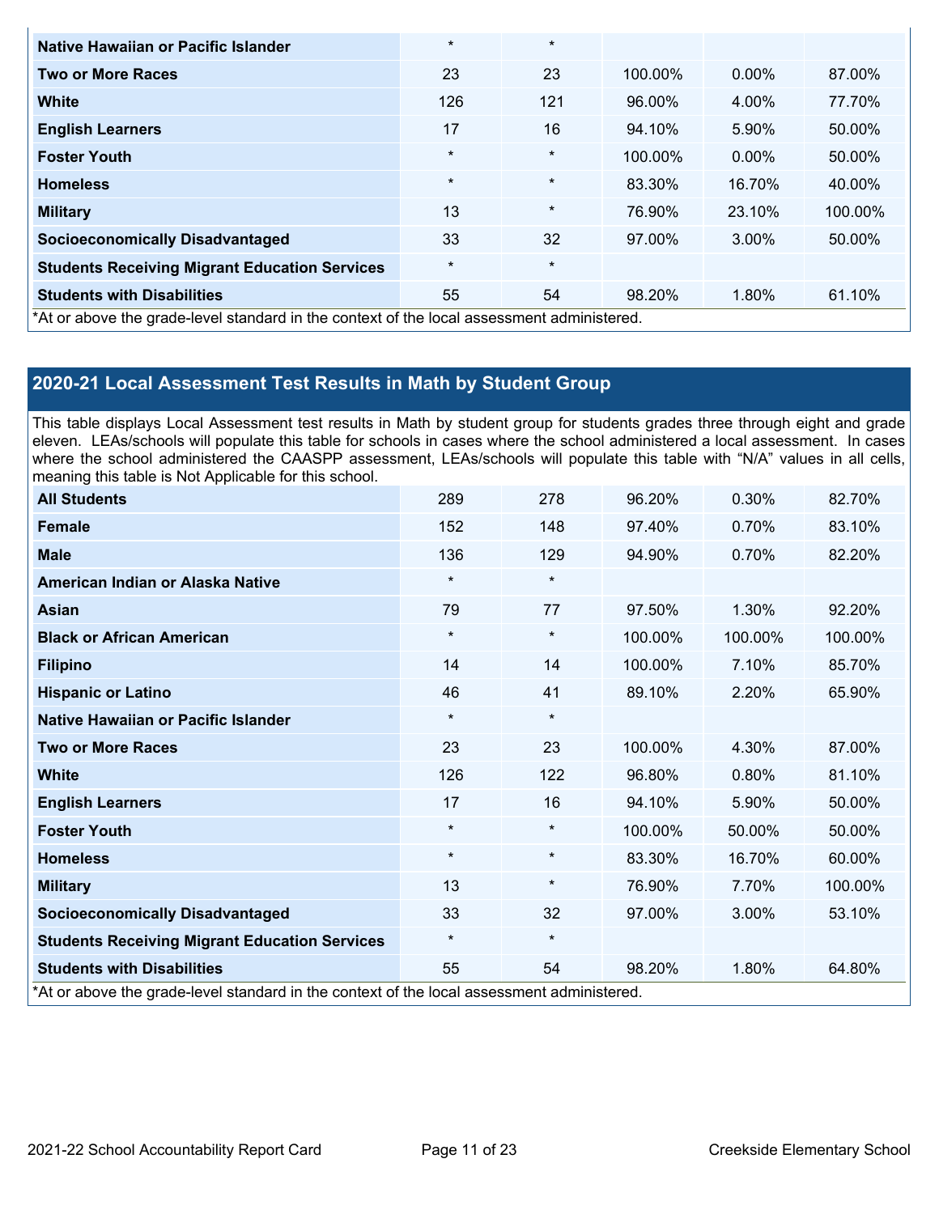| | | | | | |
|---|---|---|---|---|---|
| **Native Hawaiian or Pacific Islander** | * | * | | | |
| **Two or More Races** | 23 | 23 | 100.00% | 0.00% | 87.00% |
| **White** | 126 | 121 | 96.00% | 4.00% | 77.70% |
| **English Learners** | 17 | 16 | 94.10% | 5.90% | 50.00% |
| **Foster Youth** | * | * | 100.00% | 0.00% | 50.00% |
| **Homeless** | * | * | 83.30% | 16.70% | 40.00% |
| **Military** | 13 | * | 76.90% | 23.10% | 100.00% |
| **Socioeconomically Disadvantaged** | 33 | 32 | 97.00% | 3.00% | 50.00% |
| **Students Receiving Migrant Education Services** | * | * | | | |
| **Students with Disabilities** | 55 | 54 | 98.20% | 1.80% | 61.10% |

*At or above the grade-level standard in the context of the local assessment administered.

## 2020-21 Local Assessment Test Results in Math by Student Group

This table displays Local Assessment test results in Math by student group for students grades three through eight and grade eleven. LEAs/schools will populate this table for schools in cases where the school administered a local assessment. In cases where the school administered the CAASPP assessment, LEAs/schools will populate this table with "N/A" values in all cells, meaning this table is Not Applicable for this school.

| | | | | | |
|---|---|---|---|---|---|
| **All Students** | 289 | 278 | 96.20% | 0.30% | 82.70% |
| **Female** | 152 | 148 | 97.40% | 0.70% | 83.10% |
| **Male** | 136 | 129 | 94.90% | 0.70% | 82.20% |
| **American Indian or Alaska Native** | * | * | | | |
| **Asian** | 79 | 77 | 97.50% | 1.30% | 92.20% |
| **Black or African American** | * | * | 100.00% | 100.00% | 100.00% |
| **Filipino** | 14 | 14 | 100.00% | 7.10% | 85.70% |
| **Hispanic or Latino** | 46 | 41 | 89.10% | 2.20% | 65.90% |
| **Native Hawaiian or Pacific Islander** | * | * | | | |
| **Two or More Races** | 23 | 23 | 100.00% | 4.30% | 87.00% |
| **White** | 126 | 122 | 96.80% | 0.80% | 81.10% |
| **English Learners** | 17 | 16 | 94.10% | 5.90% | 50.00% |
| **Foster Youth** | * | * | 100.00% | 50.00% | 50.00% |
| **Homeless** | * | * | 83.30% | 16.70% | 60.00% |
| **Military** | 13 | * | 76.90% | 7.70% | 100.00% |
| **Socioeconomically Disadvantaged** | 33 | 32 | 97.00% | 3.00% | 53.10% |
| **Students Receiving Migrant Education Services** | * | * | | | |
| **Students with Disabilities** | 55 | 54 | 98.20% | 1.80% | 64.80% |

*At or above the grade-level standard in the context of the local assessment administered.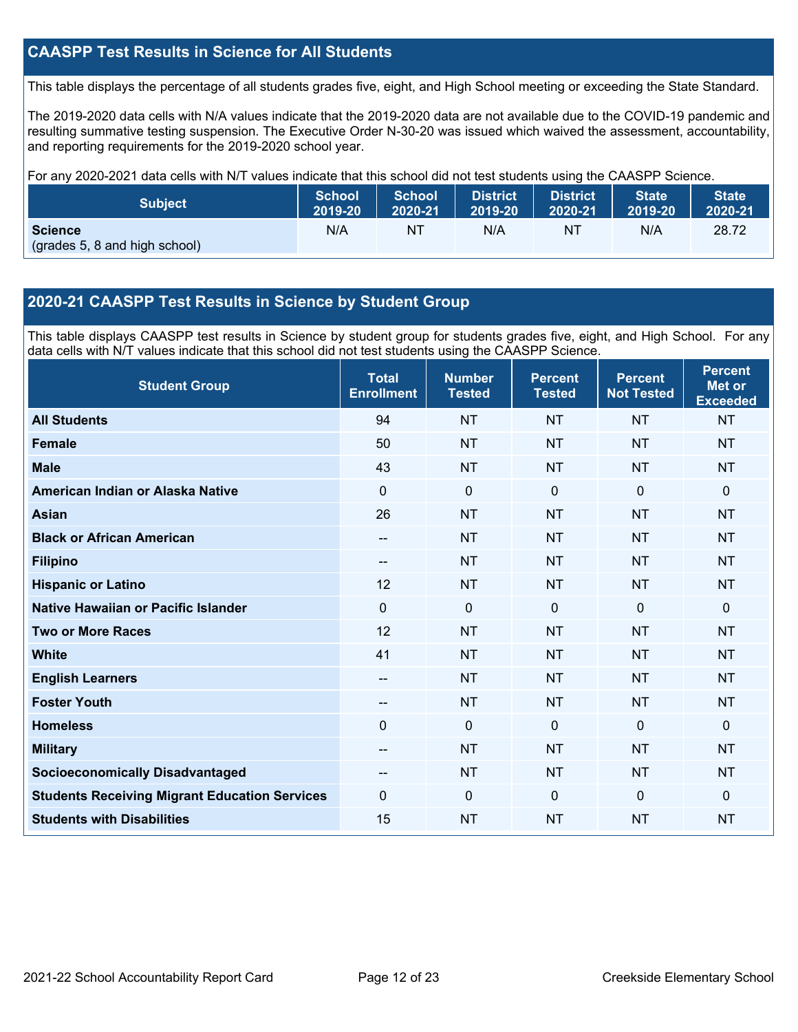## CAASPP Test Results in Science for All Students

This table displays the percentage of all students grades five, eight, and High School meeting or exceeding the State Standard.

The 2019-2020 data cells with N/A values indicate that the 2019-2020 data are not available due to the COVID-19 pandemic and resulting summative testing suspension. The Executive Order N-30-20 was issued which waived the assessment, accountability, and reporting requirements for the 2019-2020 school year.

For any 2020-2021 data cells with N/T values indicate that this school did not test students using the CAASPP Science.

| Subject | School 2019-20 | School 2020-21 | District 2019-20 | District 2020-21 | State 2019-20 | State 2020-21 |
|---|---|---|---|---|---|---|
| **Science** (grades 5, 8 and high school) | N/A | NT | N/A | NT | N/A | 28.72 |

## 2020-21 CAASPP Test Results in Science by Student Group

This table displays CAASPP test results in Science by student group for students grades five, eight, and High School. For any data cells with N/T values indicate that this school did not test students using the CAASPP Science.

| Student Group | Total Enrollment | Number Tested | Percent Tested | Percent Not Tested | Percent Met or Exceeded |
|---|---|---|---|---|---|
| **All Students** | 94 | NT | NT | NT | NT |
| **Female** | 50 | NT | NT | NT | NT |
| **Male** | 43 | NT | NT | NT | NT |
| **American Indian or Alaska Native** | 0 | 0 | 0 | 0 | 0 |
| **Asian** | 26 | NT | NT | NT | NT |
| **Black or African American** | -- | NT | NT | NT | NT |
| **Filipino** | -- | NT | NT | NT | NT |
| **Hispanic or Latino** | 12 | NT | NT | NT | NT |
| **Native Hawaiian or Pacific Islander** | 0 | 0 | 0 | 0 | 0 |
| **Two or More Races** | 12 | NT | NT | NT | NT |
| **White** | 41 | NT | NT | NT | NT |
| **English Learners** | -- | NT | NT | NT | NT |
| **Foster Youth** | -- | NT | NT | NT | NT |
| **Homeless** | 0 | 0 | 0 | 0 | 0 |
| **Military** | -- | NT | NT | NT | NT |
| **Socioeconomically Disadvantaged** | -- | NT | NT | NT | NT |
| **Students Receiving Migrant Education Services** | 0 | 0 | 0 | 0 | 0 |
| **Students with Disabilities** | 15 | NT | NT | NT | NT |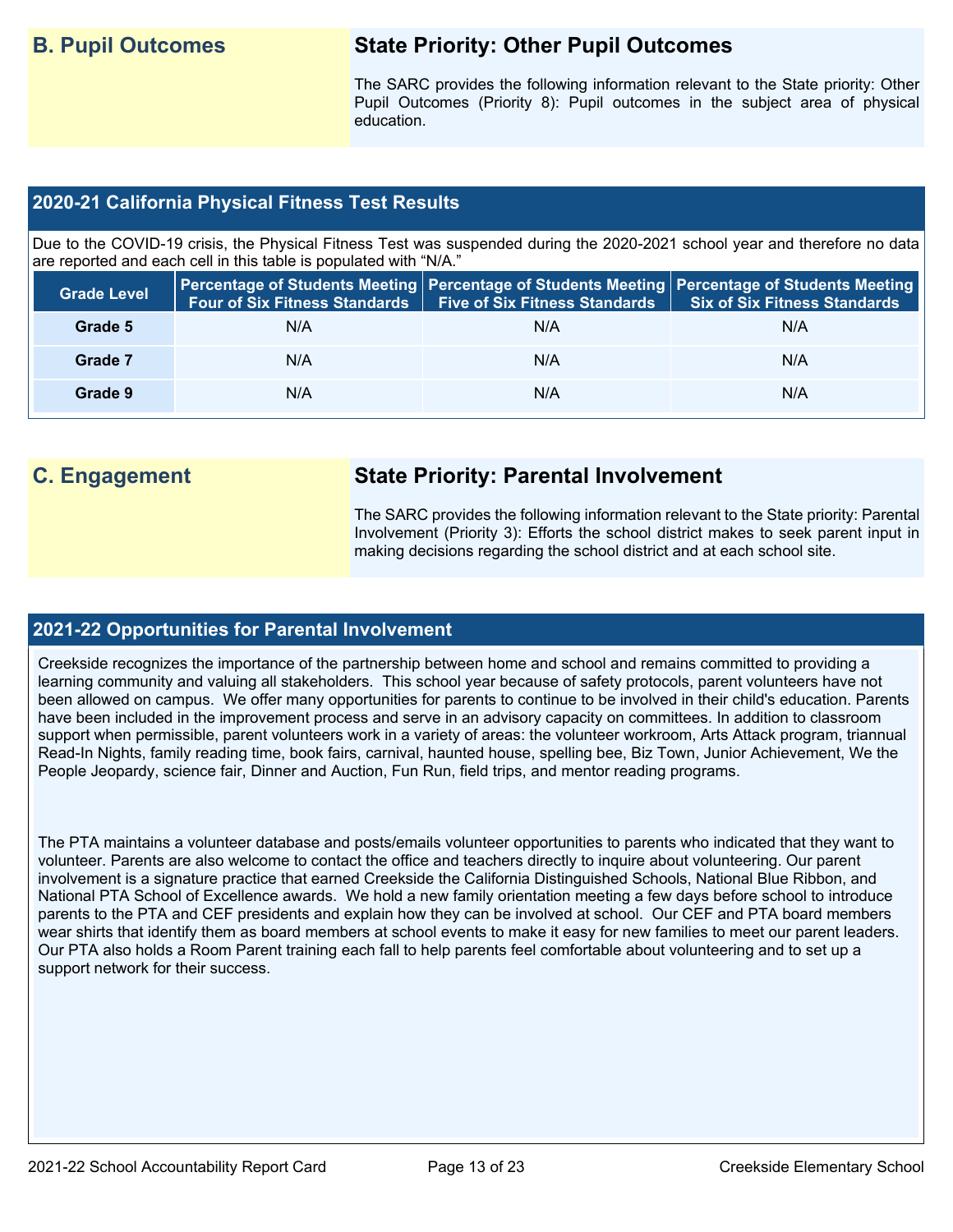## B. Pupil Outcomes

### State Priority: Other Pupil Outcomes

The SARC provides the following information relevant to the State priority: Other Pupil Outcomes (Priority 8): Pupil outcomes in the subject area of physical education.

### 2020-21 California Physical Fitness Test Results

Due to the COVID-19 crisis, the Physical Fitness Test was suspended during the 2020-2021 school year and therefore no data are reported and each cell in this table is populated with "N/A."

| Grade Level | Percentage of Students Meeting Four of Six Fitness Standards | Percentage of Students Meeting Five of Six Fitness Standards | Percentage of Students Meeting Six of Six Fitness Standards |
|---|---|---|---|
| Grade 5 | N/A | N/A | N/A |
| Grade 7 | N/A | N/A | N/A |
| Grade 9 | N/A | N/A | N/A |

## C. Engagement

### State Priority: Parental Involvement

The SARC provides the following information relevant to the State priority: Parental Involvement (Priority 3): Efforts the school district makes to seek parent input in making decisions regarding the school district and at each school site.

### 2021-22 Opportunities for Parental Involvement

Creekside recognizes the importance of the partnership between home and school and remains committed to providing a learning community and valuing all stakeholders. This school year because of safety protocols, parent volunteers have not been allowed on campus. We offer many opportunities for parents to continue to be involved in their child's education. Parents have been included in the improvement process and serve in an advisory capacity on committees. In addition to classroom support when permissible, parent volunteers work in a variety of areas: the volunteer workroom, Arts Attack program, triannual Read-In Nights, family reading time, book fairs, carnival, haunted house, spelling bee, Biz Town, Junior Achievement, We the People Jeopardy, science fair, Dinner and Auction, Fun Run, field trips, and mentor reading programs.

The PTA maintains a volunteer database and posts/emails volunteer opportunities to parents who indicated that they want to volunteer. Parents are also welcome to contact the office and teachers directly to inquire about volunteering. Our parent involvement is a signature practice that earned Creekside the California Distinguished Schools, National Blue Ribbon, and National PTA School of Excellence awards. We hold a new family orientation meeting a few days before school to introduce parents to the PTA and CEF presidents and explain how they can be involved at school. Our CEF and PTA board members wear shirts that identify them as board members at school events to make it easy for new families to meet our parent leaders. Our PTA also holds a Room Parent training each fall to help parents feel comfortable about volunteering and to set up a support network for their success.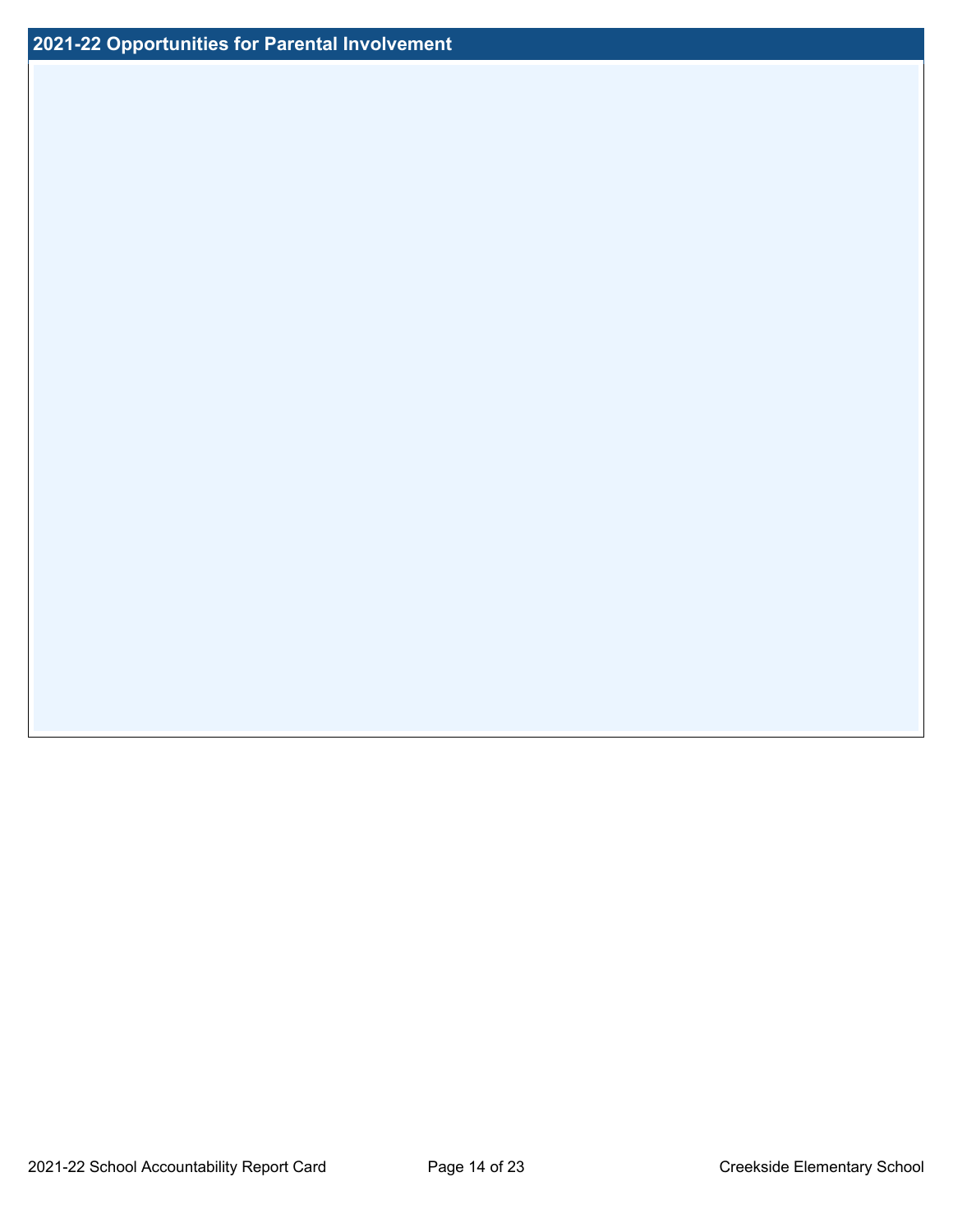## 2021-22 Opportunities for Parental Involvement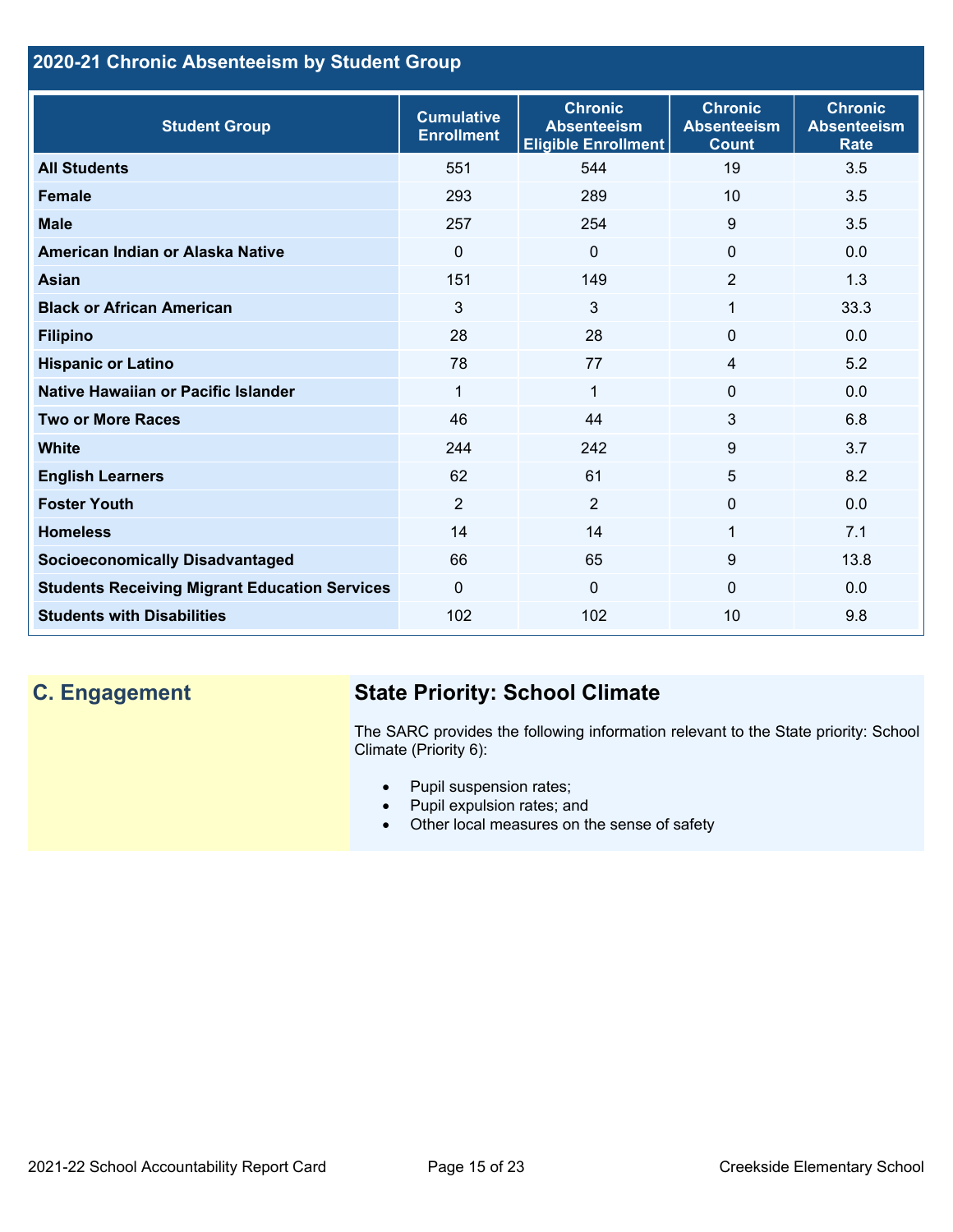## 2020-21 Chronic Absenteeism by Student Group

| Student Group | Cumulative Enrollment | Chronic Absenteeism Eligible Enrollment | Chronic Absenteeism Count | Chronic Absenteeism Rate |
|---|---|---|---|---|
| **All Students** | 551 | 544 | 19 | 3.5 |
| **Female** | 293 | 289 | 10 | 3.5 |
| **Male** | 257 | 254 | 9 | 3.5 |
| **American Indian or Alaska Native** | 0 | 0 | 0 | 0.0 |
| **Asian** | 151 | 149 | 2 | 1.3 |
| **Black or African American** | 3 | 3 | 1 | 33.3 |
| **Filipino** | 28 | 28 | 0 | 0.0 |
| **Hispanic or Latino** | 78 | 77 | 4 | 5.2 |
| **Native Hawaiian or Pacific Islander** | 1 | 1 | 0 | 0.0 |
| **Two or More Races** | 46 | 44 | 3 | 6.8 |
| **White** | 244 | 242 | 9 | 3.7 |
| **English Learners** | 62 | 61 | 5 | 8.2 |
| **Foster Youth** | 2 | 2 | 0 | 0.0 |
| **Homeless** | 14 | 14 | 1 | 7.1 |
| **Socioeconomically Disadvantaged** | 66 | 65 | 9 | 13.8 |
| **Students Receiving Migrant Education Services** | 0 | 0 | 0 | 0.0 |
| **Students with Disabilities** | 102 | 102 | 10 | 9.8 |

## C. Engagement

### State Priority: School Climate

The SARC provides the following information relevant to the State priority: School Climate (Priority 6):

- Pupil suspension rates;
- Pupil expulsion rates; and
- Other local measures on the sense of safety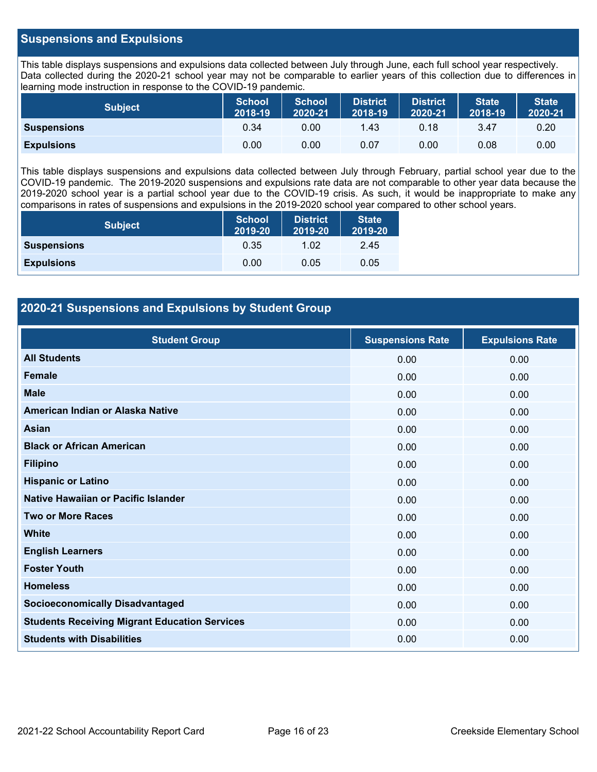## Suspensions and Expulsions

This table displays suspensions and expulsions data collected between July through June, each full school year respectively. Data collected during the 2020-21 school year may not be comparable to earlier years of this collection due to differences in learning mode instruction in response to the COVID-19 pandemic.

| Subject | School 2018-19 | School 2020-21 | District 2018-19 | District 2020-21 | State 2018-19 | State 2020-21 |
|---|---|---|---|---|---|---|
| **Suspensions** | 0.34 | 0.00 | 1.43 | 0.18 | 3.47 | 0.20 |
| **Expulsions** | 0.00 | 0.00 | 0.07 | 0.00 | 0.08 | 0.00 |

This table displays suspensions and expulsions data collected between July through February, partial school year due to the COVID-19 pandemic. The 2019-2020 suspensions and expulsions rate data are not comparable to other year data because the 2019-2020 school year is a partial school year due to the COVID-19 crisis. As such, it would be inappropriate to make any comparisons in rates of suspensions and expulsions in the 2019-2020 school year compared to other school years.

| Subject | School 2019-20 | District 2019-20 | State 2019-20 |
|---|---|---|---|
| **Suspensions** | 0.35 | 1.02 | 2.45 |
| **Expulsions** | 0.00 | 0.05 | 0.05 |

## 2020-21 Suspensions and Expulsions by Student Group

| Student Group | Suspensions Rate | Expulsions Rate |
|---|---|---|
| **All Students** | 0.00 | 0.00 |
| **Female** | 0.00 | 0.00 |
| **Male** | 0.00 | 0.00 |
| **American Indian or Alaska Native** | 0.00 | 0.00 |
| **Asian** | 0.00 | 0.00 |
| **Black or African American** | 0.00 | 0.00 |
| **Filipino** | 0.00 | 0.00 |
| **Hispanic or Latino** | 0.00 | 0.00 |
| **Native Hawaiian or Pacific Islander** | 0.00 | 0.00 |
| **Two or More Races** | 0.00 | 0.00 |
| **White** | 0.00 | 0.00 |
| **English Learners** | 0.00 | 0.00 |
| **Foster Youth** | 0.00 | 0.00 |
| **Homeless** | 0.00 | 0.00 |
| **Socioeconomically Disadvantaged** | 0.00 | 0.00 |
| **Students Receiving Migrant Education Services** | 0.00 | 0.00 |
| **Students with Disabilities** | 0.00 | 0.00 |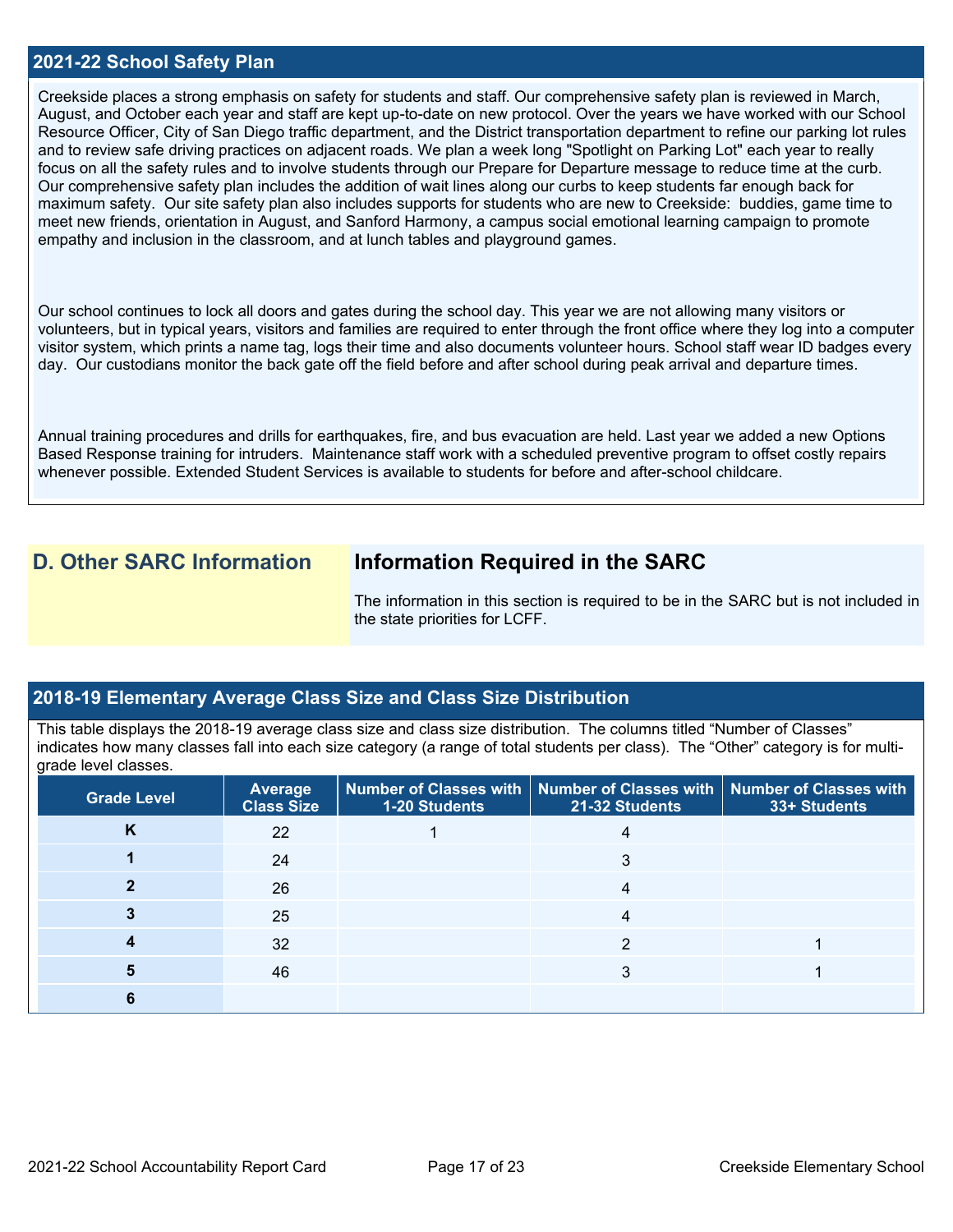## 2021-22 School Safety Plan

Creekside places a strong emphasis on safety for students and staff. Our comprehensive safety plan is reviewed in March, August, and October each year and staff are kept up-to-date on new protocol. Over the years we have worked with our School Resource Officer, City of San Diego traffic department, and the District transportation department to refine our parking lot rules and to review safe driving practices on adjacent roads. We plan a week long "Spotlight on Parking Lot" each year to really focus on all the safety rules and to involve students through our Prepare for Departure message to reduce time at the curb. Our comprehensive safety plan includes the addition of wait lines along our curbs to keep students far enough back for maximum safety. Our site safety plan also includes supports for students who are new to Creekside: buddies, game time to meet new friends, orientation in August, and Sanford Harmony, a campus social emotional learning campaign to promote empathy and inclusion in the classroom, and at lunch tables and playground games.

Our school continues to lock all doors and gates during the school day. This year we are not allowing many visitors or volunteers, but in typical years, visitors and families are required to enter through the front office where they log into a computer visitor system, which prints a name tag, logs their time and also documents volunteer hours. School staff wear ID badges every day. Our custodians monitor the back gate off the field before and after school during peak arrival and departure times.

Annual training procedures and drills for earthquakes, fire, and bus evacuation are held. Last year we added a new Options Based Response training for intruders. Maintenance staff work with a scheduled preventive program to offset costly repairs whenever possible. Extended Student Services is available to students for before and after-school childcare.

## D. Other SARC Information

### Information Required in the SARC

The information in this section is required to be in the SARC but is not included in the state priorities for LCFF.

## 2018-19 Elementary Average Class Size and Class Size Distribution

This table displays the 2018-19 average class size and class size distribution. The columns titled "Number of Classes" indicates how many classes fall into each size category (a range of total students per class). The "Other" category is for multi-grade level classes.

| Grade Level | Average Class Size | Number of Classes with 1-20 Students | Number of Classes with 21-32 Students | Number of Classes with 33+ Students |
|---|---|---|---|---|
| K | 22 | 1 | 4 | |
| 1 | 24 | | 3 | |
| 2 | 26 | | 4 | |
| 3 | 25 | | 4 | |
| 4 | 32 | | 2 | 1 |
| 5 | 46 | | 3 | 1 |
| 6 | | | | |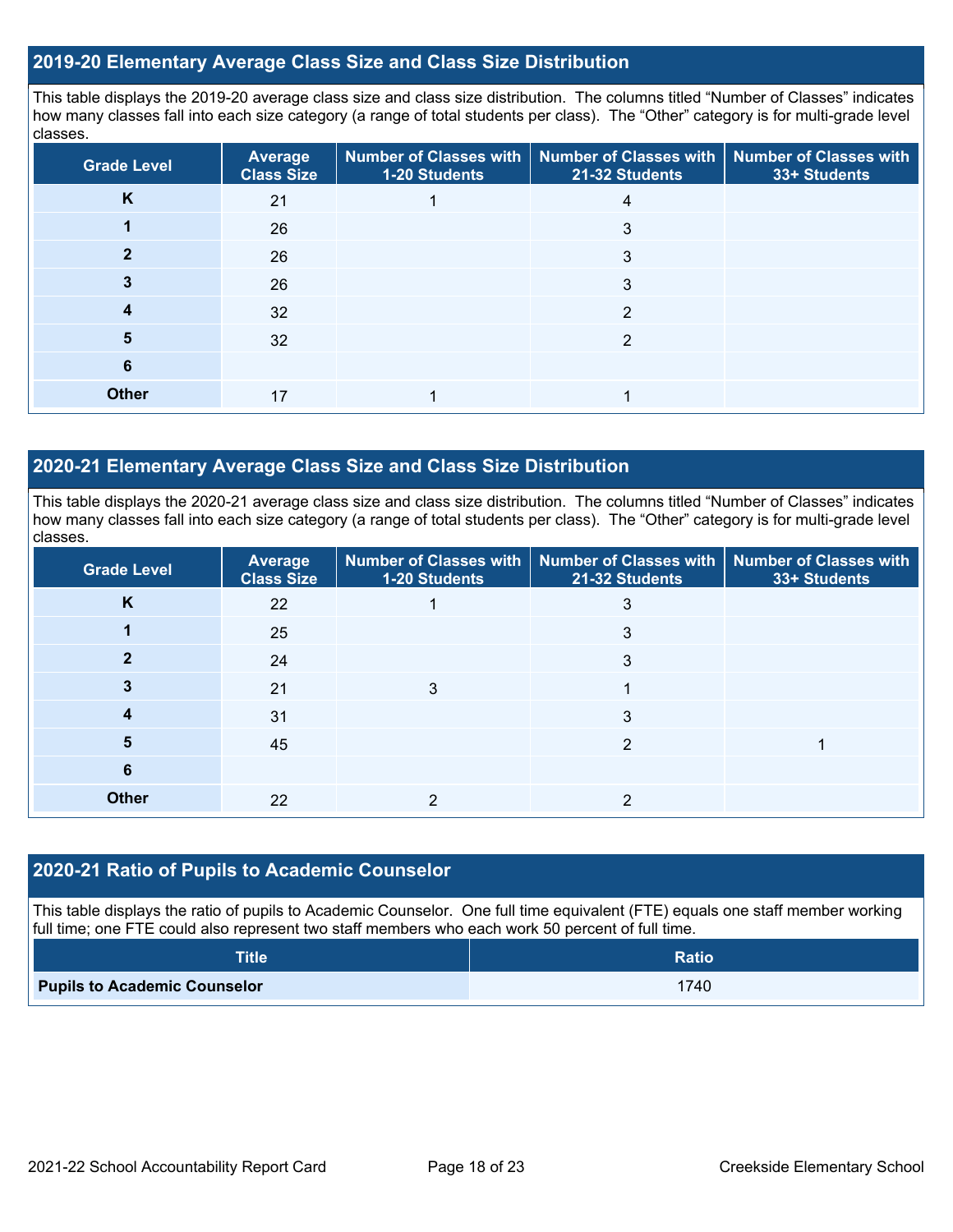## 2019-20 Elementary Average Class Size and Class Size Distribution

This table displays the 2019-20 average class size and class size distribution. The columns titled "Number of Classes" indicates how many classes fall into each size category (a range of total students per class). The "Other" category is for multi-grade level classes.

| Grade Level | Average Class Size | Number of Classes with 1-20 Students | Number of Classes with 21-32 Students | Number of Classes with 33+ Students |
|---|---|---|---|---|
| K | 21 | 1 | 4 | |
| 1 | 26 | | 3 | |
| 2 | 26 | | 3 | |
| 3 | 26 | | 3 | |
| 4 | 32 | | 2 | |
| 5 | 32 | | 2 | |
| 6 | | | | |
| Other | 17 | 1 | 1 | |

## 2020-21 Elementary Average Class Size and Class Size Distribution

This table displays the 2020-21 average class size and class size distribution. The columns titled "Number of Classes" indicates how many classes fall into each size category (a range of total students per class). The "Other" category is for multi-grade level classes.

| Grade Level | Average Class Size | Number of Classes with 1-20 Students | Number of Classes with 21-32 Students | Number of Classes with 33+ Students |
|---|---|---|---|---|
| K | 22 | 1 | 3 | |
| 1 | 25 | | 3 | |
| 2 | 24 | | 3 | |
| 3 | 21 | 3 | 1 | |
| 4 | 31 | | 3 | |
| 5 | 45 | | 2 | 1 |
| 6 | | | | |
| Other | 22 | 2 | 2 | |

## 2020-21 Ratio of Pupils to Academic Counselor

This table displays the ratio of pupils to Academic Counselor. One full time equivalent (FTE) equals one staff member working full time; one FTE could also represent two staff members who each work 50 percent of full time.

| Title | Ratio |
|---|---|
| **Pupils to Academic Counselor** | 1740 |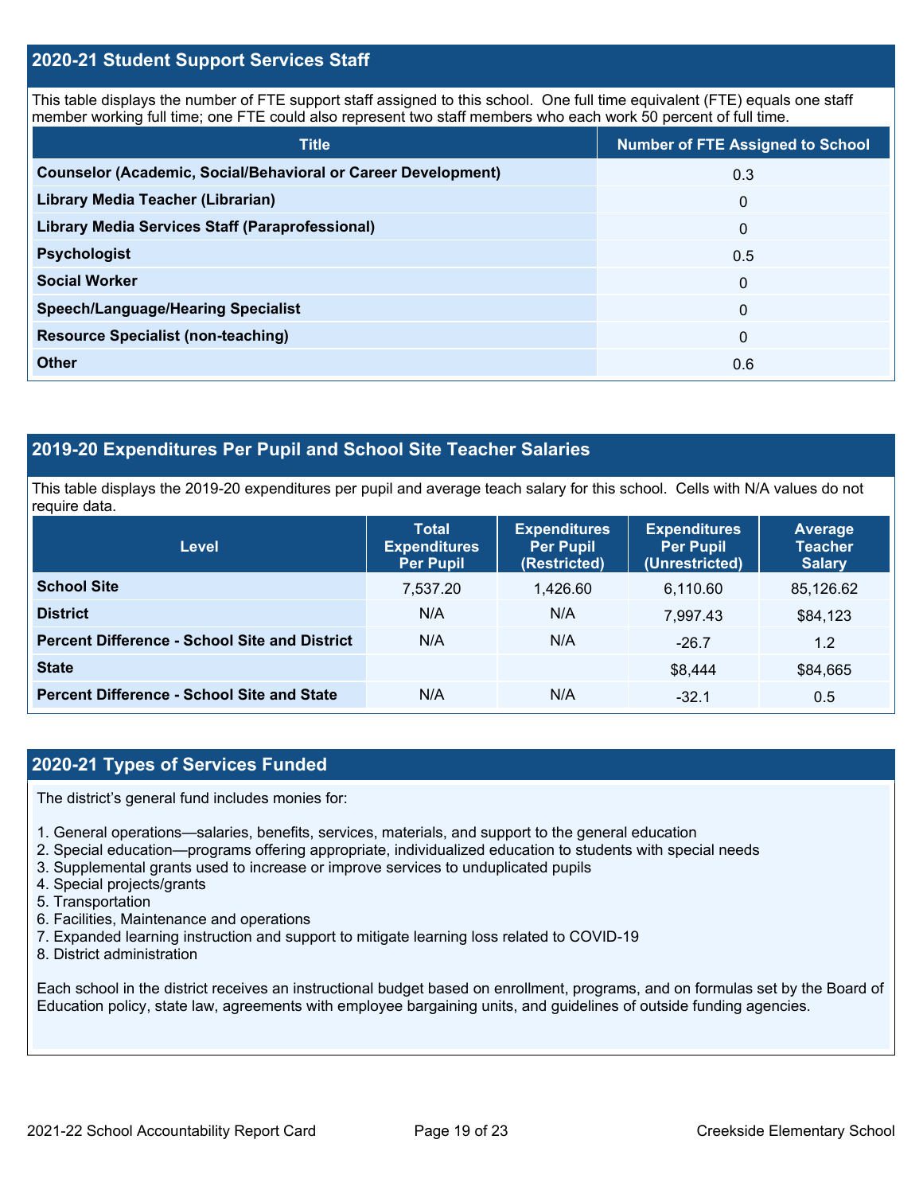## 2020-21 Student Support Services Staff

This table displays the number of FTE support staff assigned to this school. One full time equivalent (FTE) equals one staff member working full time; one FTE could also represent two staff members who each work 50 percent of full time.

| Title | Number of FTE Assigned to School |
|---|---|
| **Counselor (Academic, Social/Behavioral or Career Development)** | 0.3 |
| **Library Media Teacher (Librarian)** | 0 |
| **Library Media Services Staff (Paraprofessional)** | 0 |
| **Psychologist** | 0.5 |
| **Social Worker** | 0 |
| **Speech/Language/Hearing Specialist** | 0 |
| **Resource Specialist (non-teaching)** | 0 |
| **Other** | 0.6 |

## 2019-20 Expenditures Per Pupil and School Site Teacher Salaries

This table displays the 2019-20 expenditures per pupil and average teach salary for this school. Cells with N/A values do not require data.

| Level | Total Expenditures Per Pupil | Expenditures Per Pupil (Restricted) | Expenditures Per Pupil (Unrestricted) | Average Teacher Salary |
|---|---|---|---|---|
| **School Site** | 7,537.20 | 1,426.60 | 6,110.60 | 85,126.62 |
| **District** | N/A | N/A | 7,997.43 | $84,123 |
| **Percent Difference - School Site and District** | N/A | N/A | -26.7 | 1.2 |
| **State** | | | $8,444 | $84,665 |
| **Percent Difference - School Site and State** | N/A | N/A | -32.1 | 0.5 |

## 2020-21 Types of Services Funded

The district's general fund includes monies for:

1. General operations—salaries, benefits, services, materials, and support to the general education
2. Special education—programs offering appropriate, individualized education to students with special needs
3. Supplemental grants used to increase or improve services to unduplicated pupils
4. Special projects/grants
5. Transportation
6. Facilities, Maintenance and operations
7. Expanded learning instruction and support to mitigate learning loss related to COVID-19
8. District administration

Each school in the district receives an instructional budget based on enrollment, programs, and on formulas set by the Board of Education policy, state law, agreements with employee bargaining units, and guidelines of outside funding agencies.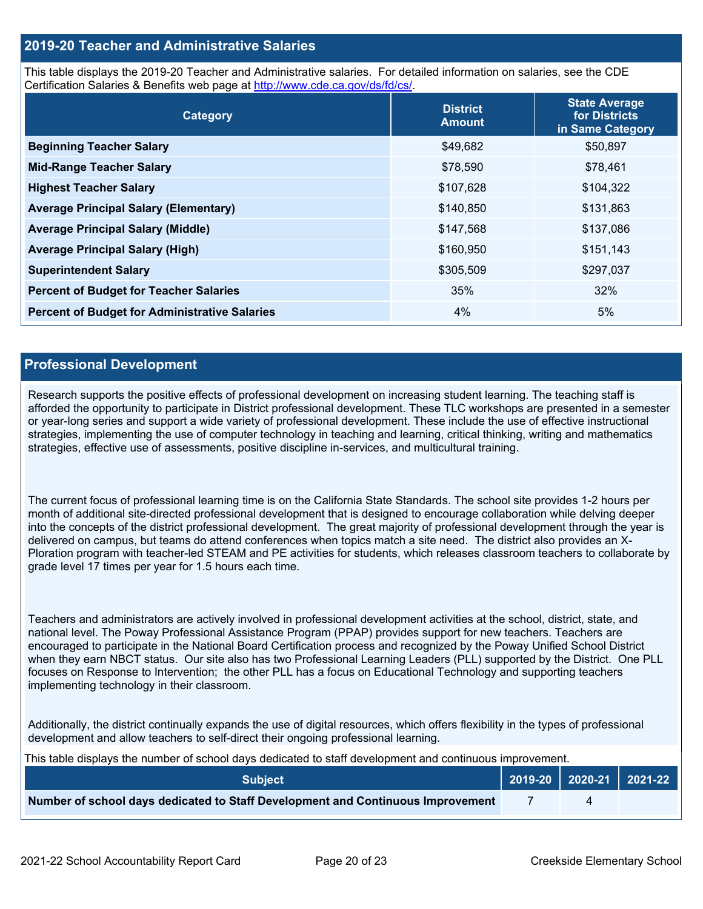## 2019-20 Teacher and Administrative Salaries

This table displays the 2019-20 Teacher and Administrative salaries. For detailed information on salaries, see the CDE Certification Salaries & Benefits web page at http://www.cde.ca.gov/ds/fd/cs/.

| Category | District Amount | State Average for Districts in Same Category |
|---|---|---|
| **Beginning Teacher Salary** | $49,682 | $50,897 |
| **Mid-Range Teacher Salary** | $78,590 | $78,461 |
| **Highest Teacher Salary** | $107,628 | $104,322 |
| **Average Principal Salary (Elementary)** | $140,850 | $131,863 |
| **Average Principal Salary (Middle)** | $147,568 | $137,086 |
| **Average Principal Salary (High)** | $160,950 | $151,143 |
| **Superintendent Salary** | $305,509 | $297,037 |
| **Percent of Budget for Teacher Salaries** | 35% | 32% |
| **Percent of Budget for Administrative Salaries** | 4% | 5% |

## Professional Development

Research supports the positive effects of professional development on increasing student learning. The teaching staff is afforded the opportunity to participate in District professional development. These TLC workshops are presented in a semester or year-long series and support a wide variety of professional development. These include the use of effective instructional strategies, implementing the use of computer technology in teaching and learning, critical thinking, writing and mathematics strategies, effective use of assessments, positive discipline in-services, and multicultural training.

The current focus of professional learning time is on the California State Standards. The school site provides 1-2 hours per month of additional site-directed professional development that is designed to encourage collaboration while delving deeper into the concepts of the district professional development. The great majority of professional development through the year is delivered on campus, but teams do attend conferences when topics match a site need. The district also provides an X-Ploration program with teacher-led STEAM and PE activities for students, which releases classroom teachers to collaborate by grade level 17 times per year for 1.5 hours each time.

Teachers and administrators are actively involved in professional development activities at the school, district, state, and national level. The Poway Professional Assistance Program (PPAP) provides support for new teachers. Teachers are encouraged to participate in the National Board Certification process and recognized by the Poway Unified School District when they earn NBCT status. Our site also has two Professional Learning Leaders (PLL) supported by the District. One PLL focuses on Response to Intervention; the other PLL has a focus on Educational Technology and supporting teachers implementing technology in their classroom.

Additionally, the district continually expands the use of digital resources, which offers flexibility in the types of professional development and allow teachers to self-direct their ongoing professional learning.

This table displays the number of school days dedicated to staff development and continuous improvement.

| Subject | 2019-20 | 2020-21 | 2021-22 |
|---|---|---|---|
| **Number of school days dedicated to Staff Development and Continuous Improvement** | 7 | 4 | |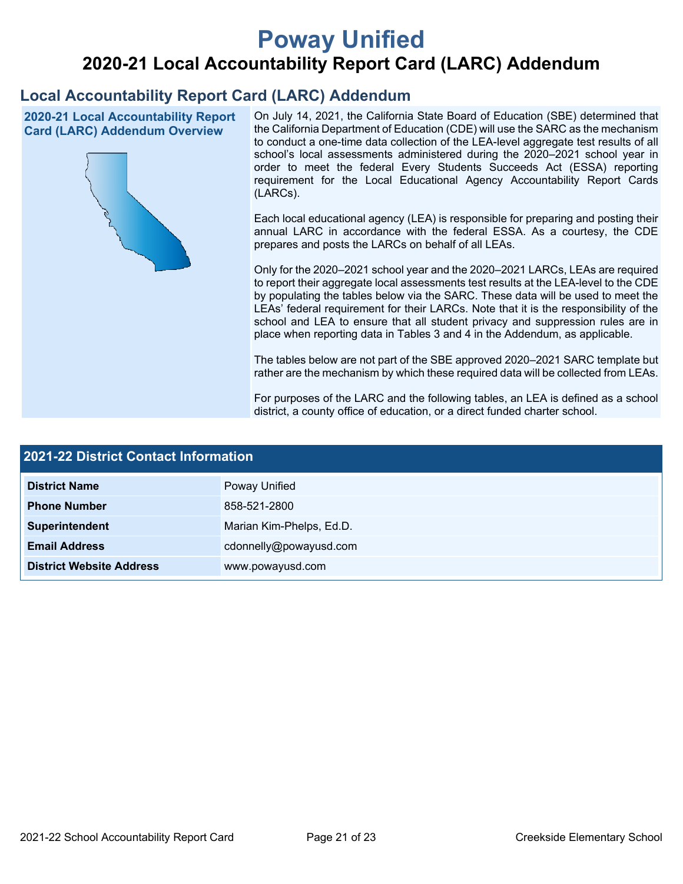# Poway Unified

## 2020-21 Local Accountability Report Card (LARC) Addendum

## Local Accountability Report Card (LARC) Addendum

### 2020-21 Local Accountability Report Card (LARC) Addendum Overview

On July 14, 2021, the California State Board of Education (SBE) determined that the California Department of Education (CDE) will use the SARC as the mechanism to conduct a one-time data collection of the LEA-level aggregate test results of all school's local assessments administered during the 2020–2021 school year in order to meet the federal Every Students Succeeds Act (ESSA) reporting requirement for the Local Educational Agency Accountability Report Cards (LARCs).

Each local educational agency (LEA) is responsible for preparing and posting their annual LARC in accordance with the federal ESSA. As a courtesy, the CDE prepares and posts the LARCs on behalf of all LEAs.

Only for the 2020–2021 school year and the 2020–2021 LARCs, LEAs are required to report their aggregate local assessments test results at the LEA-level to the CDE by populating the tables below via the SARC. These data will be used to meet the LEAs' federal requirement for their LARCs. Note that it is the responsibility of the school and LEA to ensure that all student privacy and suppression rules are in place when reporting data in Tables 3 and 4 in the Addendum, as applicable.

The tables below are not part of the SBE approved 2020–2021 SARC template but rather are the mechanism by which these required data will be collected from LEAs.

For purposes of the LARC and the following tables, an LEA is defined as a school district, a county office of education, or a direct funded charter school.

### 2021-22 District Contact Information

| 2021-22 District Contact Information | |
|---|---|
| **District Name** | Poway Unified |
| **Phone Number** | 858-521-2800 |
| **Superintendent** | Marian Kim-Phelps, Ed.D. |
| **Email Address** | cdonnelly@powayusd.com |
| **District Website Address** | www.powayusd.com |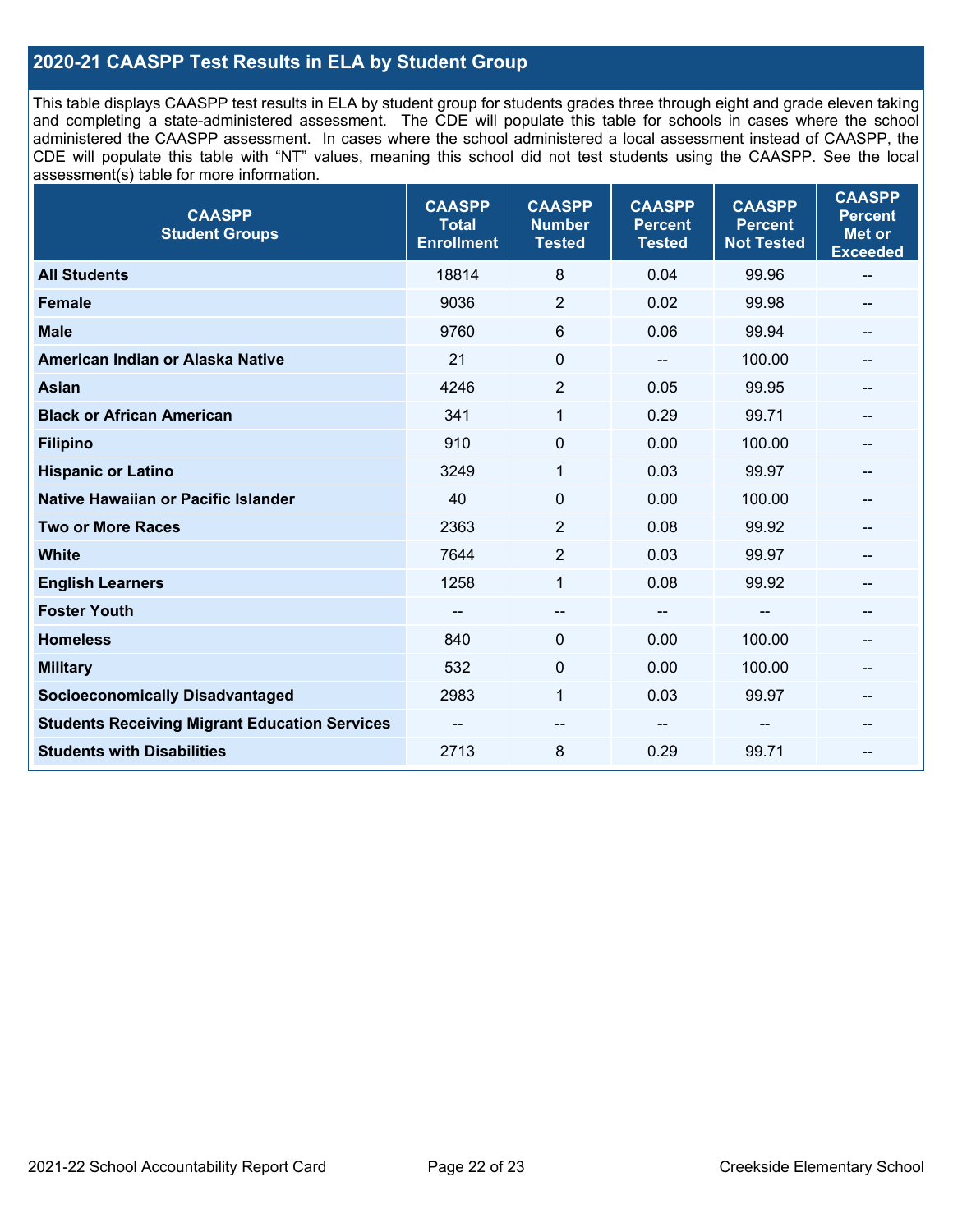## 2020-21 CAASPP Test Results in ELA by Student Group

This table displays CAASPP test results in ELA by student group for students grades three through eight and grade eleven taking and completing a state-administered assessment. The CDE will populate this table for schools in cases where the school administered the CAASPP assessment. In cases where the school administered a local assessment instead of CAASPP, the CDE will populate this table with "NT" values, meaning this school did not test students using the CAASPP. See the local assessment(s) table for more information.

| CAASPP Student Groups | CAASPP Total Enrollment | CAASPP Number Tested | CAASPP Percent Tested | CAASPP Percent Not Tested | CAASPP Percent Met or Exceeded |
|---|---|---|---|---|---|
| **All Students** | 18814 | 8 | 0.04 | 99.96 | -- |
| **Female** | 9036 | 2 | 0.02 | 99.98 | -- |
| **Male** | 9760 | 6 | 0.06 | 99.94 | -- |
| **American Indian or Alaska Native** | 21 | 0 | -- | 100.00 | -- |
| **Asian** | 4246 | 2 | 0.05 | 99.95 | -- |
| **Black or African American** | 341 | 1 | 0.29 | 99.71 | -- |
| **Filipino** | 910 | 0 | 0.00 | 100.00 | -- |
| **Hispanic or Latino** | 3249 | 1 | 0.03 | 99.97 | -- |
| **Native Hawaiian or Pacific Islander** | 40 | 0 | 0.00 | 100.00 | -- |
| **Two or More Races** | 2363 | 2 | 0.08 | 99.92 | -- |
| **White** | 7644 | 2 | 0.03 | 99.97 | -- |
| **English Learners** | 1258 | 1 | 0.08 | 99.92 | -- |
| **Foster Youth** | -- | -- | -- | -- | -- |
| **Homeless** | 840 | 0 | 0.00 | 100.00 | -- |
| **Military** | 532 | 0 | 0.00 | 100.00 | -- |
| **Socioeconomically Disadvantaged** | 2983 | 1 | 0.03 | 99.97 | -- |
| **Students Receiving Migrant Education Services** | -- | -- | -- | -- | -- |
| **Students with Disabilities** | 2713 | 8 | 0.29 | 99.71 | -- |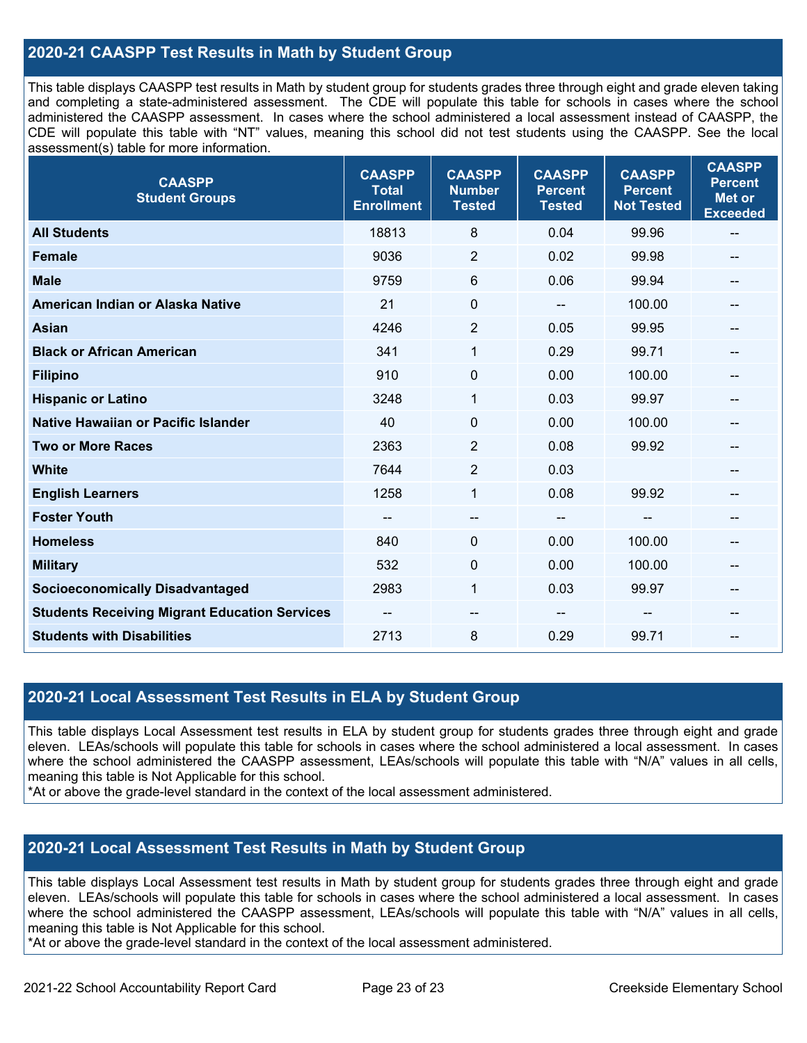## 2020-21 CAASPP Test Results in Math by Student Group

This table displays CAASPP test results in Math by student group for students grades three through eight and grade eleven taking and completing a state-administered assessment. The CDE will populate this table for schools in cases where the school administered the CAASPP assessment. In cases where the school administered a local assessment instead of CAASPP, the CDE will populate this table with "NT" values, meaning this school did not test students using the CAASPP. See the local assessment(s) table for more information.

| CAASPP Student Groups | CAASPP Total Enrollment | CAASPP Number Tested | CAASPP Percent Tested | CAASPP Percent Not Tested | CAASPP Percent Met or Exceeded |
|---|---|---|---|---|---|
| **All Students** | 18813 | 8 | 0.04 | 99.96 | -- |
| **Female** | 9036 | 2 | 0.02 | 99.98 | -- |
| **Male** | 9759 | 6 | 0.06 | 99.94 | -- |
| **American Indian or Alaska Native** | 21 | 0 | -- | 100.00 | -- |
| **Asian** | 4246 | 2 | 0.05 | 99.95 | -- |
| **Black or African American** | 341 | 1 | 0.29 | 99.71 | -- |
| **Filipino** | 910 | 0 | 0.00 | 100.00 | -- |
| **Hispanic or Latino** | 3248 | 1 | 0.03 | 99.97 | -- |
| **Native Hawaiian or Pacific Islander** | 40 | 0 | 0.00 | 100.00 | -- |
| **Two or More Races** | 2363 | 2 | 0.08 | 99.92 | -- |
| **White** | 7644 | 2 | 0.03 | | -- |
| **English Learners** | 1258 | 1 | 0.08 | 99.92 | -- |
| **Foster Youth** | -- | -- | -- | -- | -- |
| **Homeless** | 840 | 0 | 0.00 | 100.00 | -- |
| **Military** | 532 | 0 | 0.00 | 100.00 | -- |
| **Socioeconomically Disadvantaged** | 2983 | 1 | 0.03 | 99.97 | -- |
| **Students Receiving Migrant Education Services** | -- | -- | -- | -- | -- |
| **Students with Disabilities** | 2713 | 8 | 0.29 | 99.71 | -- |

## 2020-21 Local Assessment Test Results in ELA by Student Group

This table displays Local Assessment test results in ELA by student group for students grades three through eight and grade eleven. LEAs/schools will populate this table for schools in cases where the school administered a local assessment. In cases where the school administered the CAASPP assessment, LEAs/schools will populate this table with "N/A" values in all cells, meaning this table is Not Applicable for this school.

*At or above the grade-level standard in the context of the local assessment administered.

## 2020-21 Local Assessment Test Results in Math by Student Group

This table displays Local Assessment test results in Math by student group for students grades three through eight and grade eleven. LEAs/schools will populate this table for schools in cases where the school administered a local assessment. In cases where the school administered the CAASPP assessment, LEAs/schools will populate this table with "N/A" values in all cells, meaning this table is Not Applicable for this school.

*At or above the grade-level standard in the context of the local assessment administered.